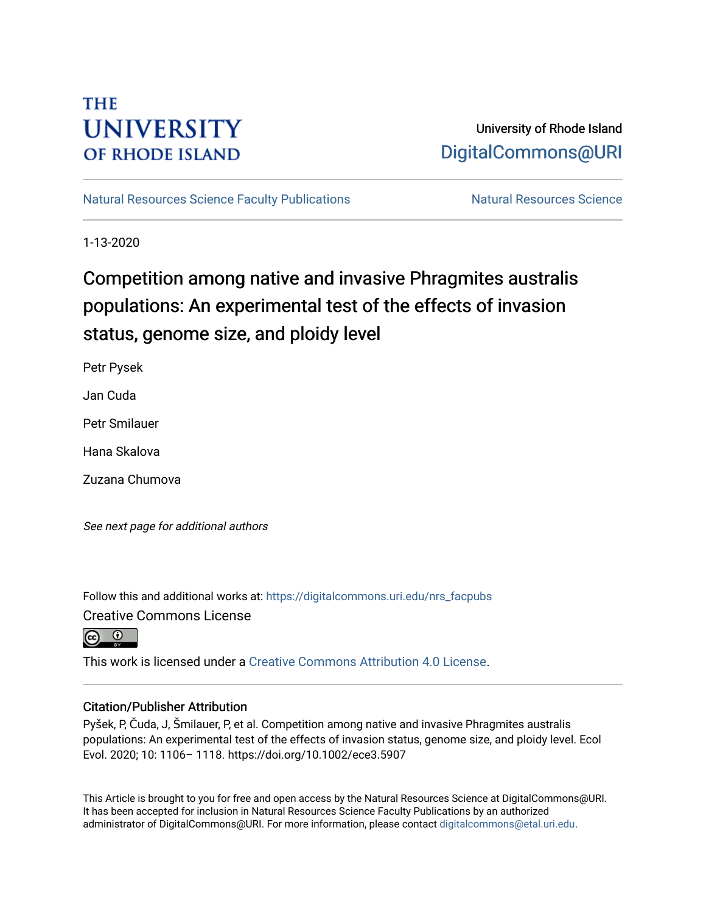THE UNIVERSITY OF RHODE ISLAND

University of Rhode Island
DigitalCommons@URI

Natural Resources Science Faculty Publications | Natural Resources Science

1-13-2020

# Competition among native and invasive Phragmites australis populations: An experimental test of the effects of invasion status, genome size, and ploidy level

Petr Pysek

Jan Cuda

Petr Smilauer

Hana Skalova

Zuzana Chumova

*See next page for additional authors*

Follow this and additional works at: https://digitalcommons.uri.edu/nrs_facpubs

Creative Commons License

This work is licensed under a Creative Commons Attribution 4.0 License.

## Citation/Publisher Attribution

Pyšek, P, Čuda, J, Šmilauer, P, et al. Competition among native and invasive Phragmites australis populations: An experimental test of the effects of invasion status, genome size, and ploidy level. Ecol Evol. 2020; 10: 1106– 1118. https://doi.org/10.1002/ece3.5907

This Article is brought to you for free and open access by the Natural Resources Science at DigitalCommons@URI. It has been accepted for inclusion in Natural Resources Science Faculty Publications by an authorized administrator of DigitalCommons@URI. For more information, please contact digitalcommons@etal.uri.edu.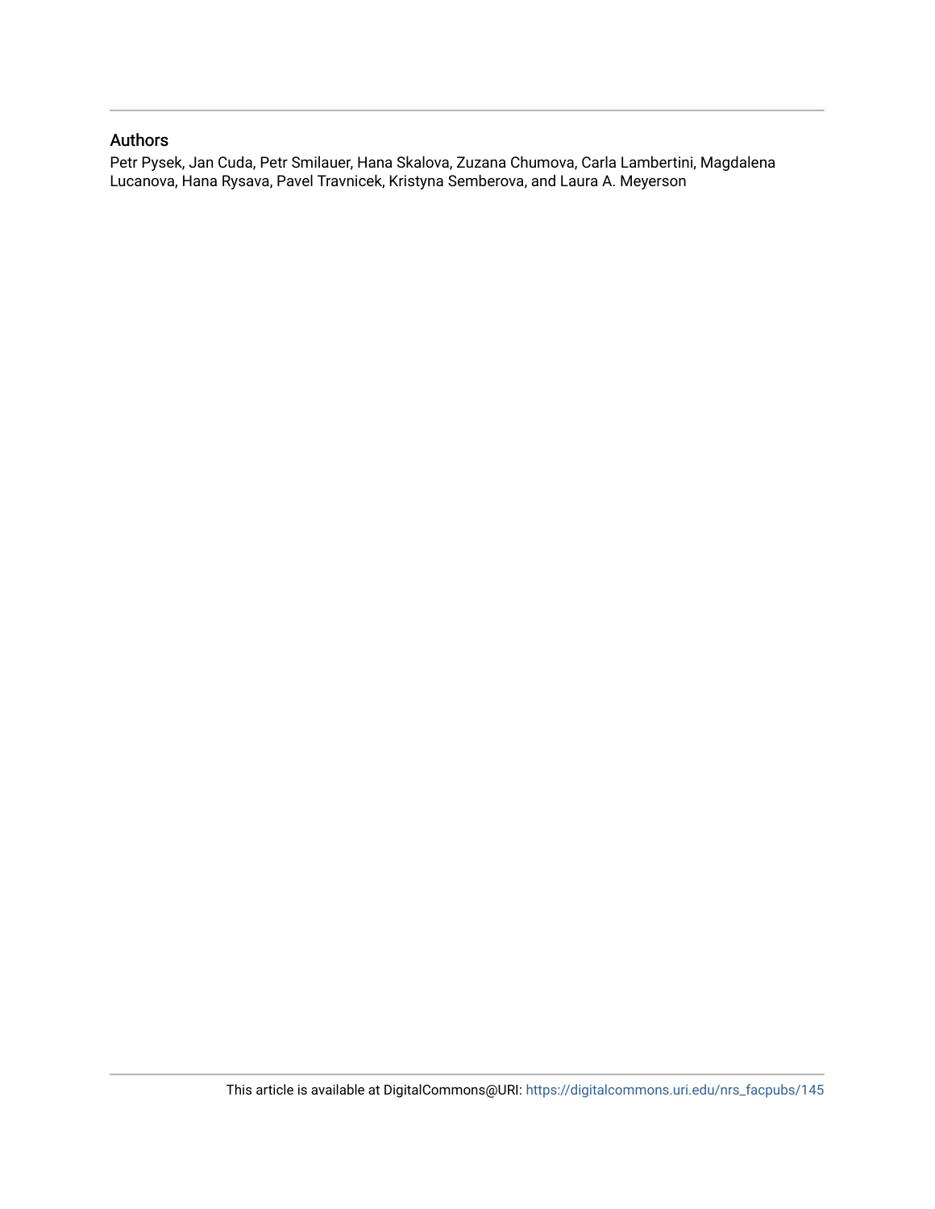## Authors

Petr Pysek, Jan Cuda, Petr Smilauer, Hana Skalova, Zuzana Chumova, Carla Lambertini, Magdalena Lucanova, Hana Rysava, Pavel Travnicek, Kristyna Semberova, and Laura A. Meyerson

This article is available at DigitalCommons@URI: https://digitalcommons.uri.edu/nrs_facpubs/145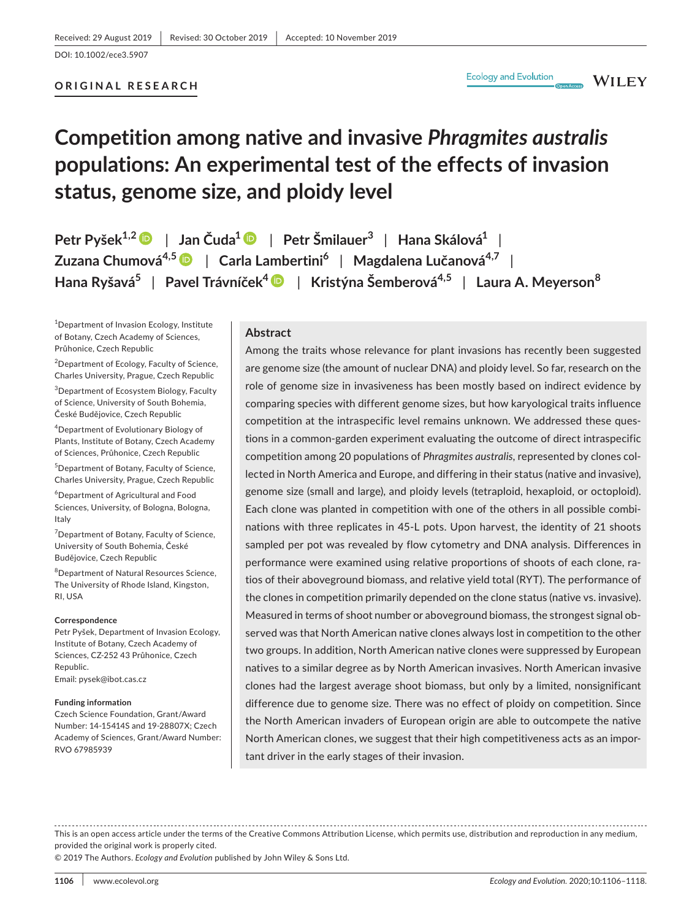Received: 29 August 2019 | Revised: 30 October 2019 | Accepted: 10 November 2019

DOI: 10.1002/ece3.5907

**ORIGINAL RESEARCH**

# Competition among native and invasive *Phragmites australis* populations: An experimental test of the effects of invasion status, genome size, and ploidy level

**Petr Pyšek**[1,2] | **Jan Čuda**[1] | **Petr Šmilauer**[3] | **Hana Skálová**[1] | **Zuzana Chumová**[4,5] | **Carla Lambertini**[6] | **Magdalena Lučanová**[4,7] | **Hana Ryšavá**[5] | **Pavel Trávníček**[4] | **Kristýna Šemberová**[4,5] | **Laura A. Meyerson**[8]

[1]Department of Invasion Ecology, Institute of Botany, Czech Academy of Sciences, Průhonice, Czech Republic

[2]Department of Ecology, Faculty of Science, Charles University, Prague, Czech Republic

[3]Department of Ecosystem Biology, Faculty of Science, University of South Bohemia, České Budějovice, Czech Republic

[4]Department of Evolutionary Biology of Plants, Institute of Botany, Czech Academy of Sciences, Průhonice, Czech Republic

[5]Department of Botany, Faculty of Science, Charles University, Prague, Czech Republic

[6]Department of Agricultural and Food Sciences, University, of Bologna, Bologna, Italy

[7]Department of Botany, Faculty of Science, University of South Bohemia, České Budějovice, Czech Republic

[8]Department of Natural Resources Science, The University of Rhode Island, Kingston, RI, USA

**Correspondence**
Petr Pyšek, Department of Invasion Ecology, Institute of Botany, Czech Academy of Sciences, CZ-252 43 Průhonice, Czech Republic.
Email: pysek@ibot.cas.cz

**Funding information**
Czech Science Foundation, Grant/Award Number: 14-15414S and 19-28807X; Czech Academy of Sciences, Grant/Award Number: RVO 67985939

## Abstract

Among the traits whose relevance for plant invasions has recently been suggested are genome size (the amount of nuclear DNA) and ploidy level. So far, research on the role of genome size in invasiveness has been mostly based on indirect evidence by comparing species with different genome sizes, but how karyological traits influence competition at the intraspecific level remains unknown. We addressed these questions in a common-garden experiment evaluating the outcome of direct intraspecific competition among 20 populations of *Phragmites australis*, represented by clones collected in North America and Europe, and differing in their status (native and invasive), genome size (small and large), and ploidy levels (tetraploid, hexaploid, or octoploid). Each clone was planted in competition with one of the others in all possible combinations with three replicates in 45-L pots. Upon harvest, the identity of 21 shoots sampled per pot was revealed by flow cytometry and DNA analysis. Differences in performance were examined using relative proportions of shoots of each clone, ratios of their aboveground biomass, and relative yield total (RYT). The performance of the clones in competition primarily depended on the clone status (native vs. invasive). Measured in terms of shoot number or aboveground biomass, the strongest signal observed was that North American native clones always lost in competition to the other two groups. In addition, North American native clones were suppressed by European natives to a similar degree as by North American invasives. North American invasive clones had the largest average shoot biomass, but only by a limited, nonsignificant difference due to genome size. There was no effect of ploidy on competition. Since the North American invaders of European origin are able to outcompete the native North American clones, we suggest that their high competitiveness acts as an important driver in the early stages of their invasion.

This is an open access article under the terms of the Creative Commons Attribution License, which permits use, distribution and reproduction in any medium, provided the original work is properly cited.
© 2019 The Authors. *Ecology and Evolution* published by John Wiley & Sons Ltd.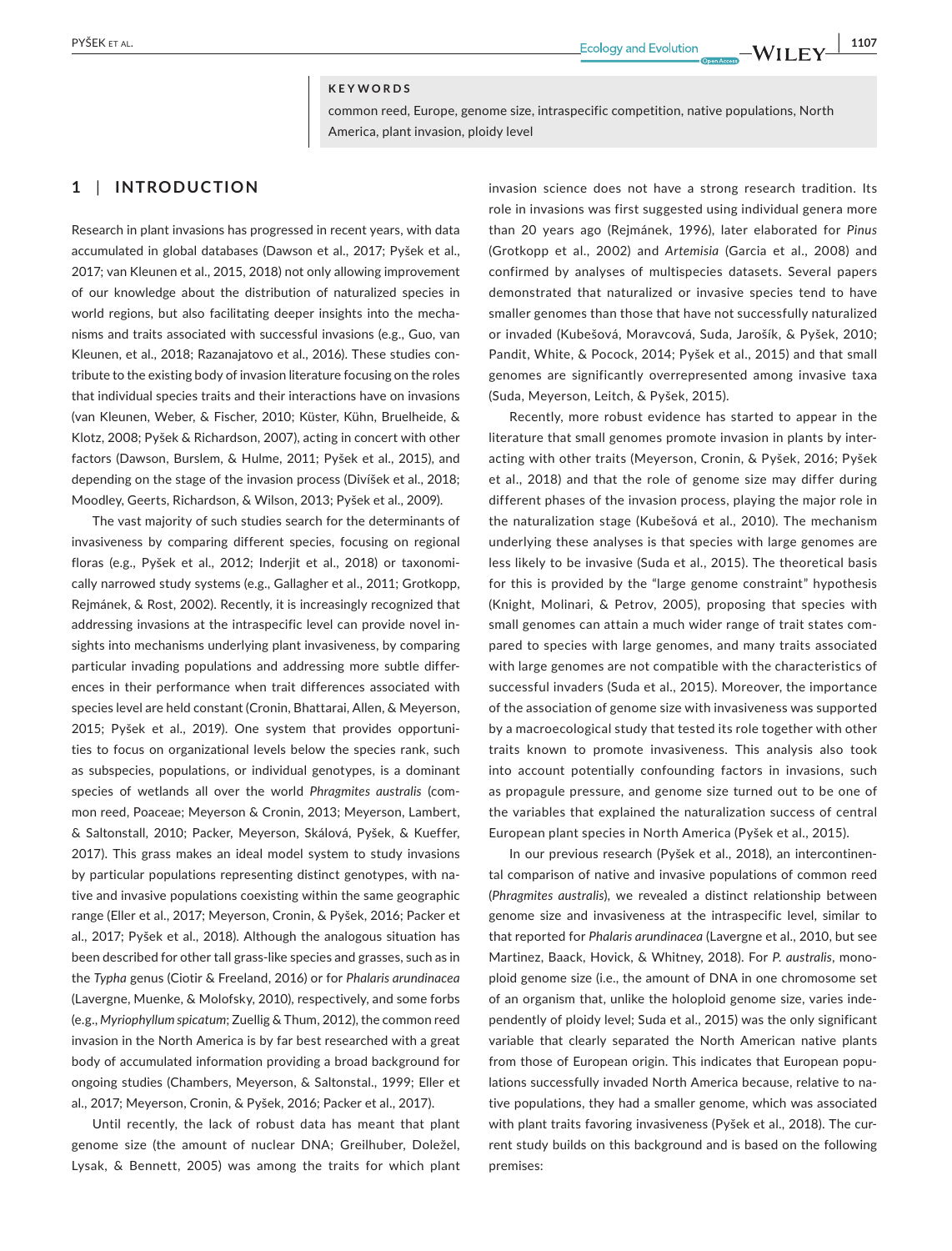**KEYWORDS**

common reed, Europe, genome size, intraspecific competition, native populations, North America, plant invasion, ploidy level

## 1 | INTRODUCTION

Research in plant invasions has progressed in recent years, with data accumulated in global databases (Dawson et al., 2017; Pyšek et al., 2017; van Kleunen et al., 2015, 2018) not only allowing improvement of our knowledge about the distribution of naturalized species in world regions, but also facilitating deeper insights into the mechanisms and traits associated with successful invasions (e.g., Guo, van Kleunen, et al., 2018; Razanajatovo et al., 2016). These studies contribute to the existing body of invasion literature focusing on the roles that individual species traits and their interactions have on invasions (van Kleunen, Weber, & Fischer, 2010; Küster, Kühn, Bruelheide, & Klotz, 2008; Pyšek & Richardson, 2007), acting in concert with other factors (Dawson, Burslem, & Hulme, 2011; Pyšek et al., 2015), and depending on the stage of the invasion process (Divíšek et al., 2018; Moodley, Geerts, Richardson, & Wilson, 2013; Pyšek et al., 2009).

The vast majority of such studies search for the determinants of invasiveness by comparing different species, focusing on regional floras (e.g., Pyšek et al., 2012; Inderjit et al., 2018) or taxonomically narrowed study systems (e.g., Gallagher et al., 2011; Grotkopp, Rejmánek, & Rost, 2002). Recently, it is increasingly recognized that addressing invasions at the intraspecific level can provide novel insights into mechanisms underlying plant invasiveness, by comparing particular invading populations and addressing more subtle differences in their performance when trait differences associated with species level are held constant (Cronin, Bhattarai, Allen, & Meyerson, 2015; Pyšek et al., 2019). One system that provides opportunities to focus on organizational levels below the species rank, such as subspecies, populations, or individual genotypes, is a dominant species of wetlands all over the world *Phragmites australis* (common reed, Poaceae; Meyerson & Cronin, 2013; Meyerson, Lambert, & Saltonstall, 2010; Packer, Meyerson, Skálová, Pyšek, & Kueffer, 2017). This grass makes an ideal model system to study invasions by particular populations representing distinct genotypes, with native and invasive populations coexisting within the same geographic range (Eller et al., 2017; Meyerson, Cronin, Pyšek, 2016; Packer et al., 2017; Pyšek et al., 2018). Although the analogous situation has been described for other tall grass-like species and grasses, such as in the *Typha* genus (Ciotir & Freeland, 2016) or for *Phalaris arundinacea* (Lavergne, Muenke, & Molofsky, 2010), respectively, and some forbs (e.g., *Myriophyllum spicatum*; Zuellig & Thum, 2012), the common reed invasion in the North America is by far best researched with a great body of accumulated information providing a broad background for ongoing studies (Chambers, Meyerson, & Saltonstal., 1999; Eller et al., 2017; Meyerson, Cronin, & Pyšek, 2016; Packer et al., 2017).

Until recently, the lack of robust data has meant that plant genome size (the amount of nuclear DNA; Greilhuber, Doležel, Lysak, & Bennett, 2005) was among the traits for which plant invasion science does not have a strong research tradition. Its role in invasions was first suggested using individual genera more than 20 years ago (Rejmánek, 1996), later elaborated for *Pinus* (Grotkopp et al., 2002) and *Artemisia* (Garcia et al., 2008) and confirmed by analyses of multispecies datasets. Several papers demonstrated that naturalized or invasive species tend to have smaller genomes than those that have not successfully naturalized or invaded (Kubešová, Moravcová, Suda, Jarošík, & Pyšek, 2010; Pandit, White, & Pocock, 2014; Pyšek et al., 2015) and that small genomes are significantly overrepresented among invasive taxa (Suda, Meyerson, Leitch, & Pyšek, 2015).

Recently, more robust evidence has started to appear in the literature that small genomes promote invasion in plants by interacting with other traits (Meyerson, Cronin, & Pyšek, 2016; Pyšek et al., 2018) and that the role of genome size may differ during different phases of the invasion process, playing the major role in the naturalization stage (Kubešová et al., 2010). The mechanism underlying these analyses is that species with large genomes are less likely to be invasive (Suda et al., 2015). The theoretical basis for this is provided by the "large genome constraint" hypothesis (Knight, Molinari, & Petrov, 2005), proposing that species with small genomes can attain a much wider range of trait states compared to species with large genomes, and many traits associated with large genomes are not compatible with the characteristics of successful invaders (Suda et al., 2015). Moreover, the importance of the association of genome size with invasiveness was supported by a macroecological study that tested its role together with other traits known to promote invasiveness. This analysis also took into account potentially confounding factors in invasions, such as propagule pressure, and genome size turned out to be one of the variables that explained the naturalization success of central European plant species in North America (Pyšek et al., 2015).

In our previous research (Pyšek et al., 2018), an intercontinental comparison of native and invasive populations of common reed (*Phragmites australis*), we revealed a distinct relationship between genome size and invasiveness at the intraspecific level, similar to that reported for *Phalaris arundinacea* (Lavergne et al., 2010, but see Martinez, Baack, Hovick, & Whitney, 2018). For *P. australis*, monoploid genome size (i.e., the amount of DNA in one chromosome set of an organism that, unlike the holoploid genome size, varies independently of ploidy level; Suda et al., 2015) was the only significant variable that clearly separated the North American native plants from those of European origin. This indicates that European populations successfully invaded North America because, relative to native populations, they had a smaller genome, which was associated with plant traits favoring invasiveness (Pyšek et al., 2018). The current study builds on this background and is based on the following premises: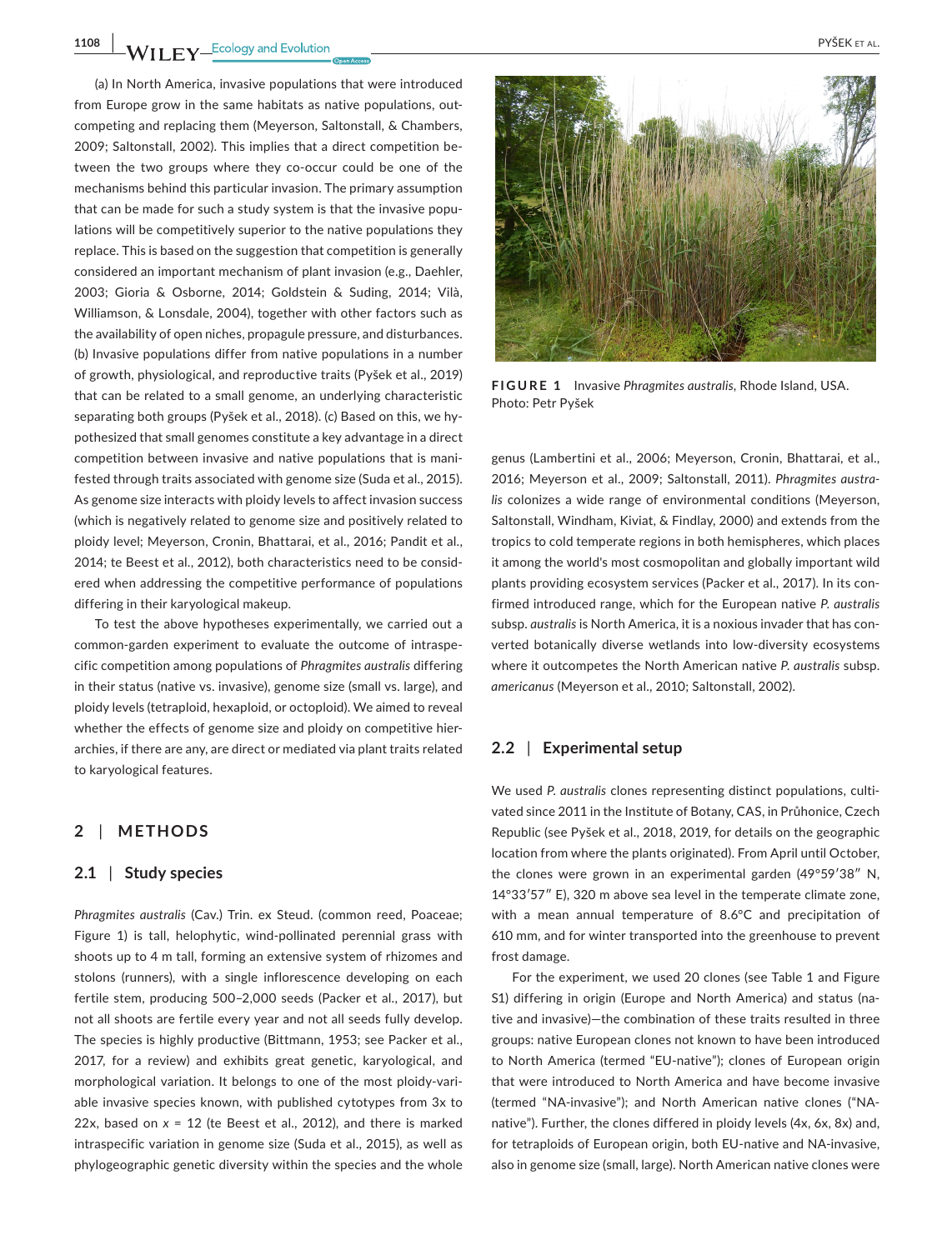(a) In North America, invasive populations that were introduced from Europe grow in the same habitats as native populations, outcompeting and replacing them (Meyerson, Saltonstall, & Chambers, 2009; Saltonstall, 2002). This implies that a direct competition between the two groups where they co-occur could be one of the mechanisms behind this particular invasion. The primary assumption that can be made for such a study system is that the invasive populations will be competitively superior to the native populations they replace. This is based on the suggestion that competition is generally considered an important mechanism of plant invasion (e.g., Daehler, 2003; Gioria & Osborne, 2014; Goldstein & Suding, 2014; Vilà, Williamson, & Lonsdale, 2004), together with other factors such as the availability of open niches, propagule pressure, and disturbances. (b) Invasive populations differ from native populations in a number of growth, physiological, and reproductive traits (Pyšek et al., 2019) that can be related to a small genome, an underlying characteristic separating both groups (Pyšek et al., 2018). (c) Based on this, we hypothesized that small genomes constitute a key advantage in a direct competition between invasive and native populations that is manifested through traits associated with genome size (Suda et al., 2015). As genome size interacts with ploidy levels to affect invasion success (which is negatively related to genome size and positively related to ploidy level; Meyerson, Cronin, Bhattarai, et al., 2016; Pandit et al., 2014; te Beest et al., 2012), both characteristics need to be considered when addressing the competitive performance of populations differing in their karyological makeup.

To test the above hypotheses experimentally, we carried out a common-garden experiment to evaluate the outcome of intraspecific competition among populations of *Phragmites australis* differing in their status (native vs. invasive), genome size (small vs. large), and ploidy levels (tetraploid, hexaploid, or octoploid). We aimed to reveal whether the effects of genome size and ploidy on competitive hierarchies, if there are any, are direct or mediated via plant traits related to karyological features.

## 2 | METHODS

### 2.1 | Study species

*Phragmites australis* (Cav.) Trin. ex Steud. (common reed, Poaceae; Figure 1) is tall, helophytic, wind-pollinated perennial grass with shoots up to 4 m tall, forming an extensive system of rhizomes and stolons (runners), with a single inflorescence developing on each fertile stem, producing 500–2,000 seeds (Packer et al., 2017), but not all shoots are fertile every year and not all seeds fully develop. The species is highly productive (Bittmann, 1953; see Packer et al., 2017, for a review) and exhibits great genetic, karyological, and morphological variation. It belongs to one of the most ploidy-variable invasive species known, with published cytotypes from 3x to 22x, based on $x = 12$ (te Beest et al., 2012), and there is marked intraspecific variation in genome size (Suda et al., 2015), as well as phylogeographic genetic diversity within the species and the whole genus (Lambertini et al., 2006; Meyerson, Cronin, Bhattarai, et al., 2016; Meyerson et al., 2009; Saltonstall, 2011). *Phragmites australis* colonizes a wide range of environmental conditions (Meyerson, Saltonstall, Windham, Kiviat, & Findlay, 2000) and extends from the tropics to cold temperate regions in both hemispheres, which places it among the world's most cosmopolitan and globally important wild plants providing ecosystem services (Packer et al., 2017). In its confirmed introduced range, which for the European native *P. australis* subsp. *australis* is North America, it is a noxious invader that has converted botanically diverse wetlands into low-diversity ecosystems where it outcompetes the North American native *P. australis* subsp. *americanus* (Meyerson et al., 2010; Saltonstall, 2002).

**FIGURE 1** Invasive *Phragmites australis*, Rhode Island, USA. Photo: Petr Pyšek

### 2.2 | Experimental setup

We used *P. australis* clones representing distinct populations, cultivated since 2011 in the Institute of Botany, CAS, in Průhonice, Czech Republic (see Pyšek et al., 2018, 2019, for details on the geographic location from where the plants originated). From April until October, the clones were grown in an experimental garden (49°59′38″ N, 14°33′57″ E), 320 m above sea level in the temperate climate zone, with a mean annual temperature of 8.6°C and precipitation of 610 mm, and for winter transported into the greenhouse to prevent frost damage.

For the experiment, we used 20 clones (see Table 1 and Figure S1) differing in origin (Europe and North America) and status (native and invasive)—the combination of these traits resulted in three groups: native European clones not known to have been introduced to North America (termed "EU-native"); clones of European origin that were introduced to North America and have become invasive (termed "NA-invasive"); and North American native clones ("NA-native"). Further, the clones differed in ploidy levels (4x, 6x, 8x) and, for tetraploids of European origin, both EU-native and NA-invasive, also in genome size (small, large). North American native clones were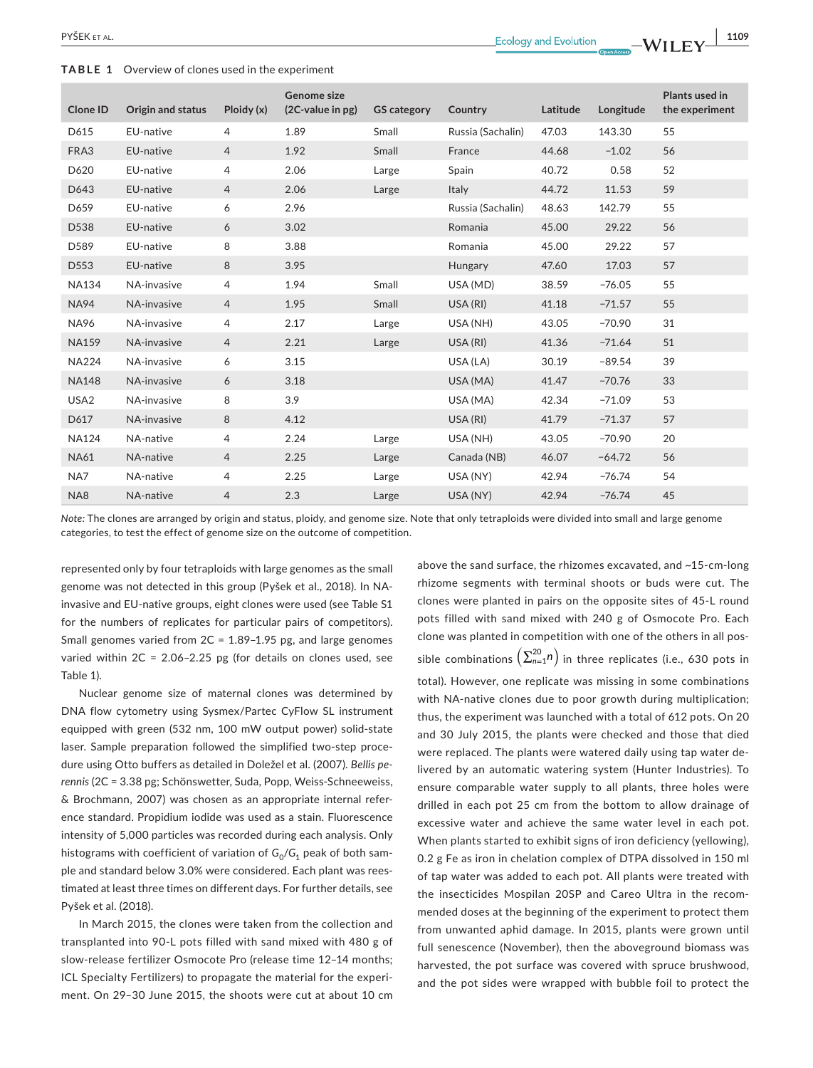**TABLE 1** Overview of clones used in the experiment

| Clone ID | Origin and status | Ploidy (x) | Genome size (2C-value in pg) | GS category | Country | Latitude | Longitude | Plants used in the experiment |
|---|---|---|---|---|---|---|---|---|
| D615 | EU-native | 4 | 1.89 | Small | Russia (Sachalin) | 47.03 | 143.30 | 55 |
| FRA3 | EU-native | 4 | 1.92 | Small | France | 44.68 | −1.02 | 56 |
| D620 | EU-native | 4 | 2.06 | Large | Spain | 40.72 | 0.58 | 52 |
| D643 | EU-native | 4 | 2.06 | Large | Italy | 44.72 | 11.53 | 59 |
| D659 | EU-native | 6 | 2.96 | | Russia (Sachalin) | 48.63 | 142.79 | 55 |
| D538 | EU-native | 6 | 3.02 | | Romania | 45.00 | 29.22 | 56 |
| D589 | EU-native | 8 | 3.88 | | Romania | 45.00 | 29.22 | 57 |
| D553 | EU-native | 8 | 3.95 | | Hungary | 47.60 | 17.03 | 57 |
| NA134 | NA-invasive | 4 | 1.94 | Small | USA (MD) | 38.59 | −76.05 | 55 |
| NA94 | NA-invasive | 4 | 1.95 | Small | USA (RI) | 41.18 | −71.57 | 55 |
| NA96 | NA-invasive | 4 | 2.17 | Large | USA (NH) | 43.05 | −70.90 | 31 |
| NA159 | NA-invasive | 4 | 2.21 | Large | USA (RI) | 41.36 | −71.64 | 51 |
| NA224 | NA-invasive | 6 | 3.15 | | USA (LA) | 30.19 | −89.54 | 39 |
| NA148 | NA-invasive | 6 | 3.18 | | USA (MA) | 41.47 | −70.76 | 33 |
| USA2 | NA-invasive | 8 | 3.9 | | USA (MA) | 42.34 | −71.09 | 53 |
| D617 | NA-invasive | 8 | 4.12 | | USA (RI) | 41.79 | −71.37 | 57 |
| NA124 | NA-native | 4 | 2.24 | Large | USA (NH) | 43.05 | −70.90 | 20 |
| NA61 | NA-native | 4 | 2.25 | Large | Canada (NB) | 46.07 | −64.72 | 56 |
| NA7 | NA-native | 4 | 2.25 | Large | USA (NY) | 42.94 | −76.74 | 54 |
| NA8 | NA-native | 4 | 2.3 | Large | USA (NY) | 42.94 | −76.74 | 45 |

*Note:* The clones are arranged by origin and status, ploidy, and genome size. Note that only tetraploids were divided into small and large genome categories, to test the effect of genome size on the outcome of competition.

represented only by four tetraploids with large genomes as the small genome was not detected in this group (Pyšek et al., 2018). In NA-invasive and EU-native groups, eight clones were used (see Table S1 for the numbers of replicates for particular pairs of competitors). Small genomes varied from 2C = 1.89–1.95 pg, and large genomes varied within 2C = 2.06–2.25 pg (for details on clones used, see Table 1).

Nuclear genome size of maternal clones was determined by DNA flow cytometry using Sysmex/Partec CyFlow SL instrument equipped with green (532 nm, 100 mW output power) solid-state laser. Sample preparation followed the simplified two-step procedure using Otto buffers as detailed in Doležel et al. (2007). *Bellis perennis* (2C = 3.38 pg; Schönswetter, Suda, Popp, Weiss-Schneeweiss, & Brochmann, 2007) was chosen as an appropriate internal reference standard. Propidium iodide was used as a stain. Fluorescence intensity of 5,000 particles was recorded during each analysis. Only histograms with coefficient of variation of $G_0/G_1$ peak of both sample and standard below 3.0% were considered. Each plant was reestimated at least three times on different days. For further details, see Pyšek et al. (2018).

In March 2015, the clones were taken from the collection and transplanted into 90-L pots filled with sand mixed with 480 g of slow-release fertilizer Osmocote Pro (release time 12–14 months; ICL Specialty Fertilizers) to propagate the material for the experiment. On 29–30 June 2015, the shoots were cut at about 10 cm above the sand surface, the rhizomes excavated, and ~15-cm-long rhizome segments with terminal shoots or buds were cut. The clones were planted in pairs on the opposite sites of 45-L round pots filled with sand mixed with 240 g of Osmocote Pro. Each clone was planted in competition with one of the others in all possible combinations $\left(\sum_{n=1}^{20} n\right)$ in three replicates (i.e., 630 pots in total). However, one replicate was missing in some combinations with NA-native clones due to poor growth during multiplication; thus, the experiment was launched with a total of 612 pots. On 20 and 30 July 2015, the plants were checked and those that died were replaced. The plants were watered daily using tap water delivered by an automatic watering system (Hunter Industries). To ensure comparable water supply to all plants, three holes were drilled in each pot 25 cm from the bottom to allow drainage of excessive water and achieve the same water level in each pot. When plants started to exhibit signs of iron deficiency (yellowing), 0.2 g Fe as iron in chelation complex of DTPA dissolved in 150 ml of tap water was added to each pot. All plants were treated with the insecticides Mospilan 20SP and Careo Ultra in the recommended doses at the beginning of the experiment to protect them from unwanted aphid damage. In 2015, plants were grown until full senescence (November), then the aboveground biomass was harvested, the pot surface was covered with spruce brushwood, and the pot sides were wrapped with bubble foil to protect the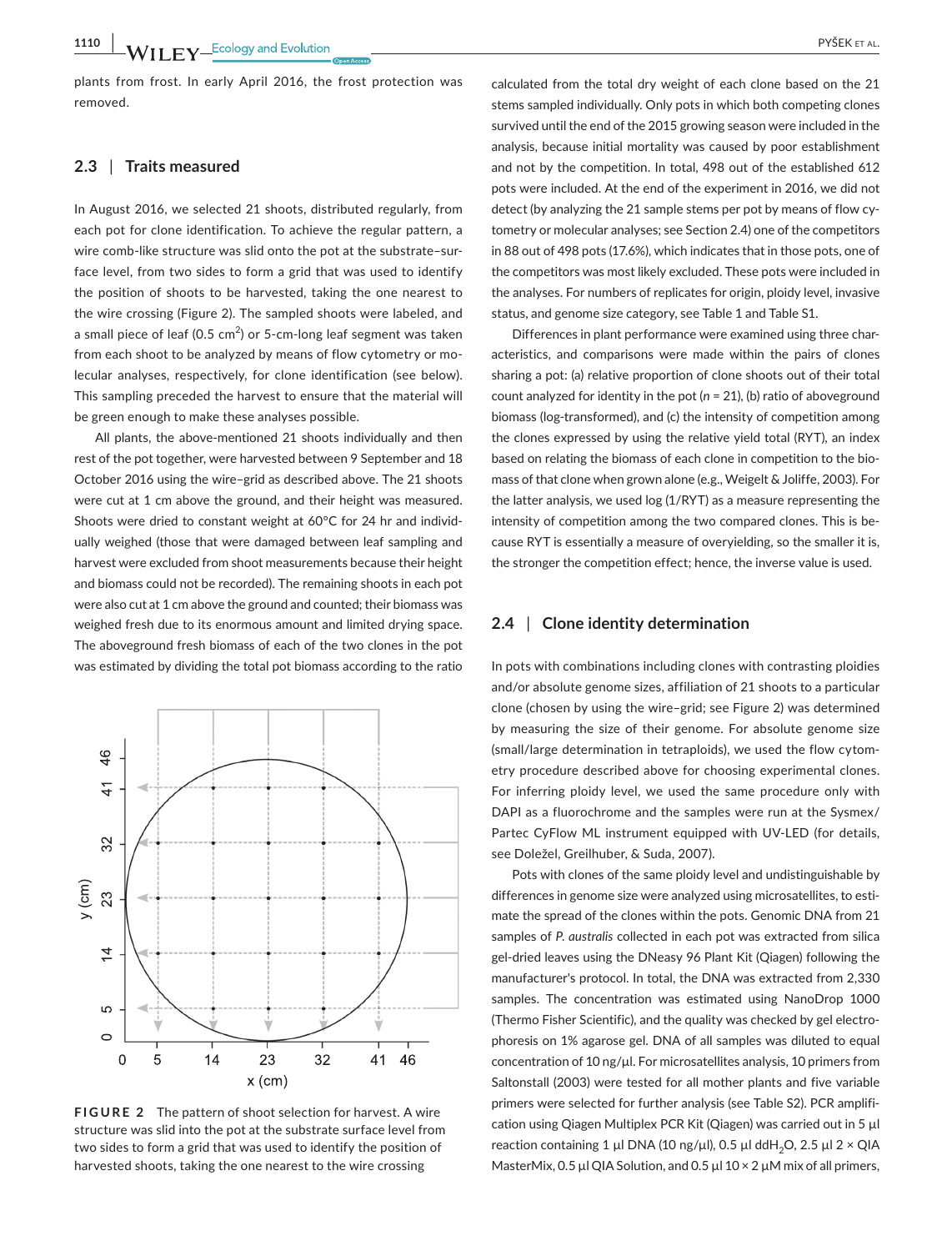plants from frost. In early April 2016, the frost protection was removed.

### 2.3 | Traits measured

In August 2016, we selected 21 shoots, distributed regularly, from each pot for clone identification. To achieve the regular pattern, a wire comb-like structure was slid onto the pot at the substrate–surface level, from two sides to form a grid that was used to identify the position of shoots to be harvested, taking the one nearest to the wire crossing (Figure 2). The sampled shoots were labeled, and a small piece of leaf (0.5 $cm^2$) or 5-cm-long leaf segment was taken from each shoot to be analyzed by means of flow cytometry or molecular analyses, respectively, for clone identification (see below). This sampling preceded the harvest to ensure that the material will be green enough to make these analyses possible.

All plants, the above-mentioned 21 shoots individually and then rest of the pot together, were harvested between 9 September and 18 October 2016 using the wire–grid as described above. The 21 shoots were cut at 1 cm above the ground, and their height was measured. Shoots were dried to constant weight at 60°C for 24 hr and individually weighed (those that were damaged between leaf sampling and harvest were excluded from shoot measurements because their height and biomass could not be recorded). The remaining shoots in each pot were also cut at 1 cm above the ground and counted; their biomass was weighed fresh due to its enormous amount and limited drying space. The aboveground fresh biomass of each of the two clones in the pot was estimated by dividing the total pot biomass according to the ratio calculated from the total dry weight of each clone based on the 21 stems sampled individually. Only pots in which both competing clones survived until the end of the 2015 growing season were included in the analysis, because initial mortality was caused by poor establishment and not by the competition. In total, 498 out of the established 612 pots were included. At the end of the experiment in 2016, we did not detect (by analyzing the 21 sample stems per pot by means of flow cytometry or molecular analyses; see Section 2.4) one of the competitors in 88 out of 498 pots (17.6%), which indicates that in those pots, one of the competitors was most likely excluded. These pots were included in the analyses. For numbers of replicates for origin, ploidy level, invasive status, and genome size category, see Table 1 and Table S1.

Differences in plant performance were examined using three characteristics, and comparisons were made within the pairs of clones sharing a pot: (a) relative proportion of clone shoots out of their total count analyzed for identity in the pot ($n$ = 21), (b) ratio of aboveground biomass (log-transformed), and (c) the intensity of competition among the clones expressed by using the relative yield total (RYT), an index based on relating the biomass of each clone in competition to the biomass of that clone when grown alone (e.g., Weigelt & Joliffe, 2003). For the latter analysis, we used log (1/RYT) as a measure representing the intensity of competition among the two compared clones. This is because RYT is essentially a measure of overyielding, so the smaller it is, the stronger the competition effect; hence, the inverse value is used.

**FIGURE 2** The pattern of shoot selection for harvest. A wire structure was slid into the pot at the substrate surface level from two sides to form a grid that was used to identify the position of harvested shoots, taking the one nearest to the wire crossing

### 2.4 | Clone identity determination

In pots with combinations including clones with contrasting ploidies and/or absolute genome sizes, affiliation of 21 shoots to a particular clone (chosen by using the wire–grid; see Figure 2) was determined by measuring the size of their genome. For absolute genome size (small/large determination in tetraploids), we used the flow cytometry procedure described above for choosing experimental clones. For inferring ploidy level, we used the same procedure only with DAPI as a fluorochrome and the samples were run at the Sysmex/Partec CyFlow ML instrument equipped with UV-LED (for details, see Doležel, Greilhuber, & Suda, 2007).

Pots with clones of the same ploidy level and undistinguishable by differences in genome size were analyzed using microsatellites, to estimate the spread of the clones within the pots. Genomic DNA from 21 samples of *P. australis* collected in each pot was extracted from silica gel-dried leaves using the DNeasy 96 Plant Kit (Qiagen) following the manufacturer's protocol. In total, the DNA was extracted from 2,330 samples. The concentration was estimated using NanoDrop 1000 (Thermo Fisher Scientific), and the quality was checked by gel electrophoresis on 1% agarose gel. DNA of all samples was diluted to equal concentration of 10 ng/μl. For microsatellites analysis, 10 primers from Saltonstall (2003) were tested for all mother plants and five variable primers were selected for further analysis (see Table S2). PCR amplification using Qiagen Multiplex PCR Kit (Qiagen) was carried out in 5 μl reaction containing 1 μl DNA (10 ng/μl), 0.5 μl $ddH_2O$, 2.5 μl 2 × QIA MasterMix, 0.5 μl QIA Solution, and 0.5 μl 10 × 2 μM mix of all primers,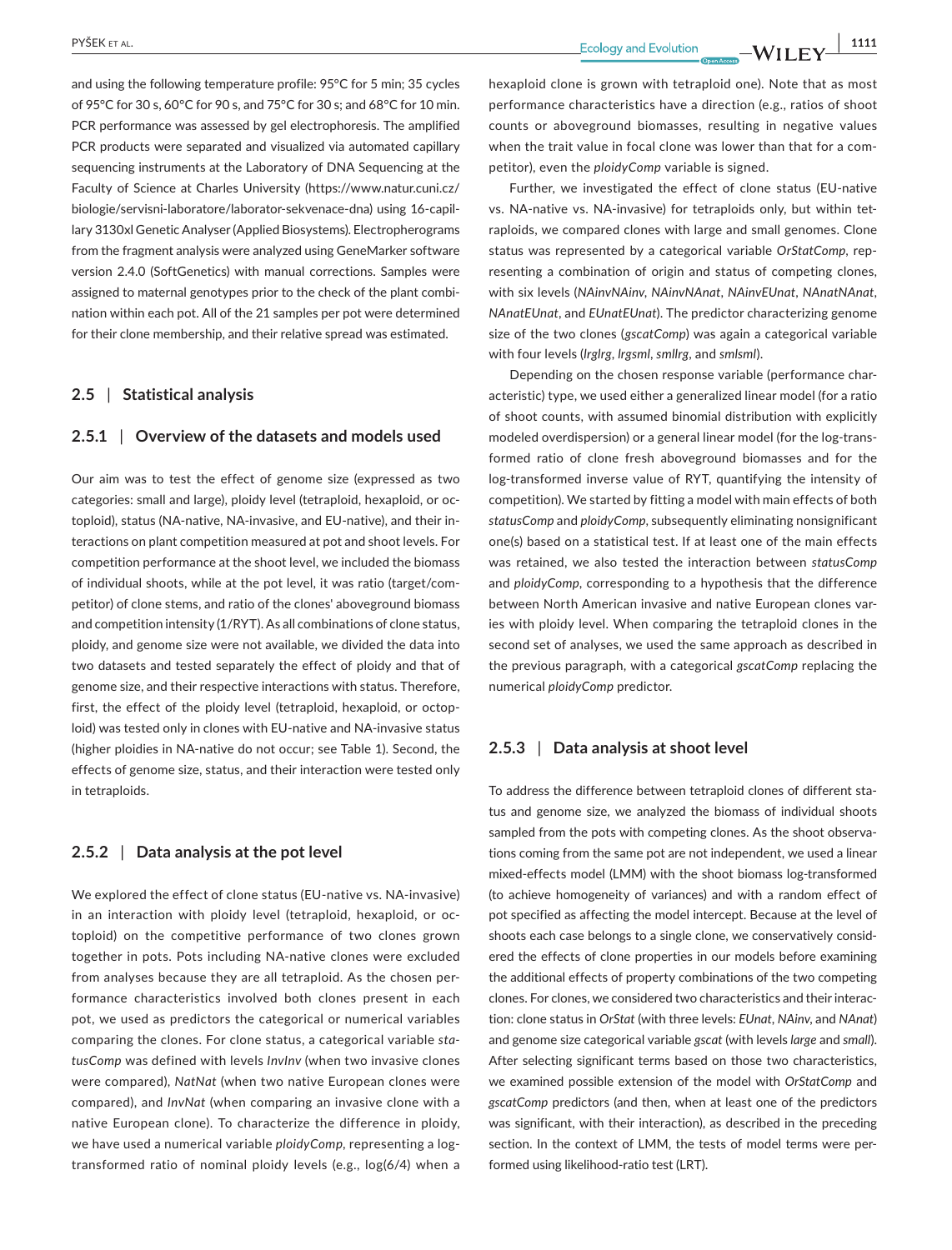and using the following temperature profile: 95°C for 5 min; 35 cycles of 95°C for 30 s, 60°C for 90 s, and 75°C for 30 s; and 68°C for 10 min. PCR performance was assessed by gel electrophoresis. The amplified PCR products were separated and visualized via automated capillary sequencing instruments at the Laboratory of DNA Sequencing at the Faculty of Science at Charles University (https://www.natur.cuni.cz/biologie/servisni-laboratore/laborator-sekvenace-dna) using 16-capillary 3130xl Genetic Analyser (Applied Biosystems). Electropherograms from the fragment analysis were analyzed using GeneMarker software version 2.4.0 (SoftGenetics) with manual corrections. Samples were assigned to maternal genotypes prior to the check of the plant combination within each pot. All of the 21 samples per pot were determined for their clone membership, and their relative spread was estimated.

## 2.5 | Statistical analysis

### 2.5.1 | Overview of the datasets and models used

Our aim was to test the effect of genome size (expressed as two categories: small and large), ploidy level (tetraploid, hexaploid, or octoploid), status (NA-native, NA-invasive, and EU-native), and their interactions on plant competition measured at pot and shoot levels. For competition performance at the shoot level, we included the biomass of individual shoots, while at the pot level, it was ratio (target/competitor) of clone stems, and ratio of the clones' aboveground biomass and competition intensity (1/RYT). As all combinations of clone status, ploidy, and genome size were not available, we divided the data into two datasets and tested separately the effect of ploidy and that of genome size, and their respective interactions with status. Therefore, first, the effect of the ploidy level (tetraploid, hexaploid, or octoploid) was tested only in clones with EU-native and NA-invasive status (higher ploidies in NA-native do not occur; see Table 1). Second, the effects of genome size, status, and their interaction were tested only in tetraploids.

### 2.5.2 | Data analysis at the pot level

We explored the effect of clone status (EU-native vs. NA-invasive) in an interaction with ploidy level (tetraploid, hexaploid, or octoploid) on the competitive performance of two clones grown together in pots. Pots including NA-native clones were excluded from analyses because they are all tetraploid. As the chosen performance characteristics involved both clones present in each pot, we used as predictors the categorical or numerical variables comparing the clones. For clone status, a categorical variable *statusComp* was defined with levels *InvInv* (when two invasive clones were compared), *NatNat* (when two native European clones were compared), and *InvNat* (when comparing an invasive clone with a native European clone). To characterize the difference in ploidy, we have used a numerical variable *ploidyComp*, representing a log-transformed ratio of nominal ploidy levels (e.g., log(6/4) when a hexaploid clone is grown with tetraploid one). Note that as most performance characteristics have a direction (e.g., ratios of shoot counts or aboveground biomasses, resulting in negative values when the trait value in focal clone was lower than that for a competitor), even the *ploidyComp* variable is signed.

Further, we investigated the effect of clone status (EU-native vs. NA-native vs. NA-invasive) for tetraploids only, but within tetraploids, we compared clones with large and small genomes. Clone status was represented by a categorical variable *OrStatComp*, representing a combination of origin and status of competing clones, with six levels (*NAinvNAinv*, *NAinvNAnat*, *NAinvEUnat*, *NAnatNAnat*, *NAnatEUnat*, and *EUnatEUnat*). The predictor characterizing genome size of the two clones (*gscatComp*) was again a categorical variable with four levels (*lrglrg*, *lrgsml*, *smllrg*, and *smlsml*).

Depending on the chosen response variable (performance characteristic) type, we used either a generalized linear model (for a ratio of shoot counts, with assumed binomial distribution with explicitly modeled overdispersion) or a general linear model (for the log-transformed ratio of clone fresh aboveground biomasses and for the log-transformed inverse value of RYT, quantifying the intensity of competition). We started by fitting a model with main effects of both *statusComp* and *ploidyComp*, subsequently eliminating nonsignificant one(s) based on a statistical test. If at least one of the main effects was retained, we also tested the interaction between *statusComp* and *ploidyComp*, corresponding to a hypothesis that the difference between North American invasive and native European clones varies with ploidy level. When comparing the tetraploid clones in the second set of analyses, we used the same approach as described in the previous paragraph, with a categorical *gscatComp* replacing the numerical *ploidyComp* predictor.

### 2.5.3 | Data analysis at shoot level

To address the difference between tetraploid clones of different status and genome size, we analyzed the biomass of individual shoots sampled from the pots with competing clones. As the shoot observations coming from the same pot are not independent, we used a linear mixed-effects model (LMM) with the shoot biomass log-transformed (to achieve homogeneity of variances) and with a random effect of pot specified as affecting the model intercept. Because at the level of shoots each case belongs to a single clone, we conservatively considered the effects of clone properties in our models before examining the additional effects of property combinations of the two competing clones. For clones, we considered two characteristics and their interaction: clone status in *OrStat* (with three levels: *EUnat*, *NAinv*, and *NAnat*) and genome size categorical variable *gscat* (with levels *large* and *small*). After selecting significant terms based on those two characteristics, we examined possible extension of the model with *OrStatComp* and *gscatComp* predictors (and then, when at least one of the predictors was significant, with their interaction), as described in the preceding section. In the context of LMM, the tests of model terms were performed using likelihood-ratio test (LRT).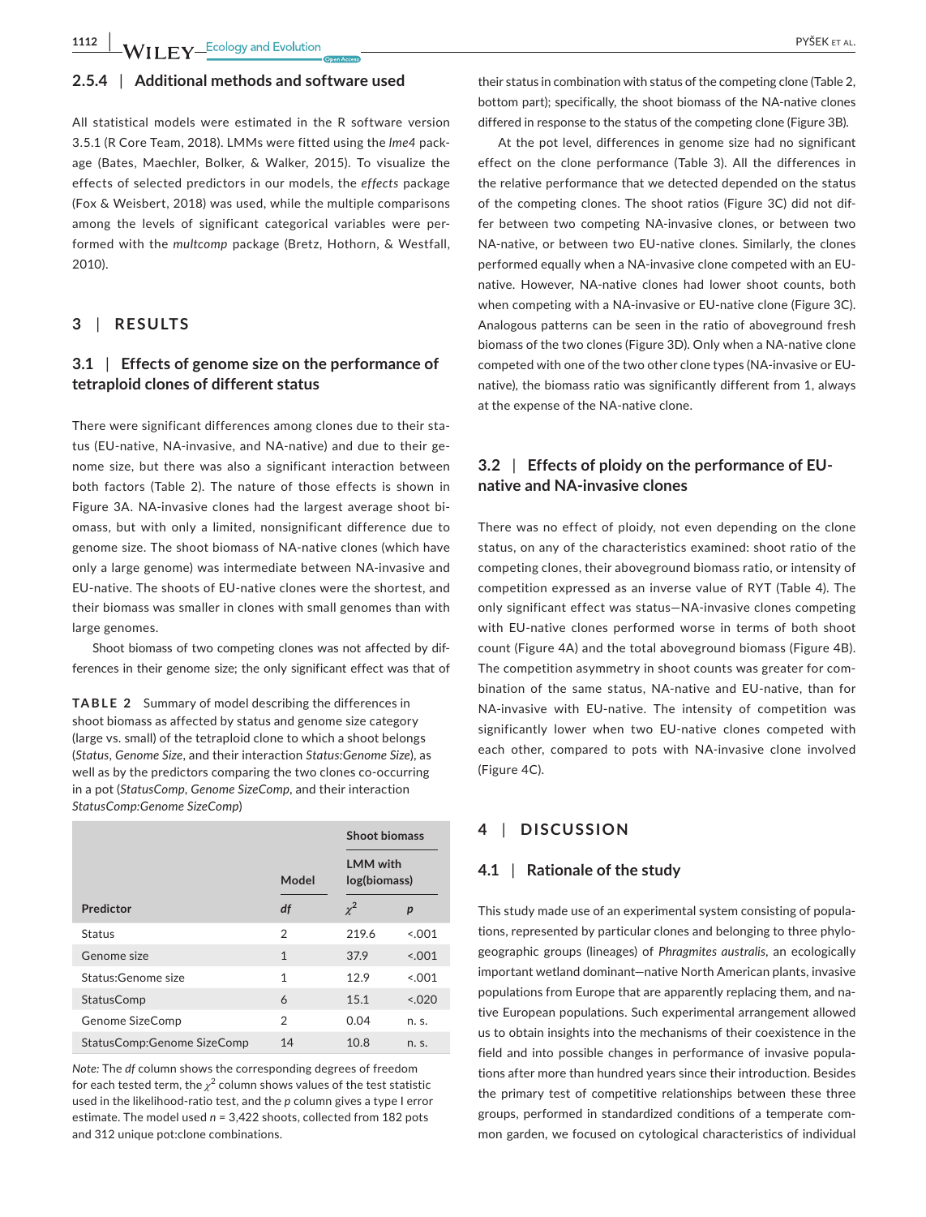### 2.5.4 | Additional methods and software used

All statistical models were estimated in the R software version 3.5.1 (R Core Team, 2018). LMMs were fitted using the *lme4* package (Bates, Maechler, Bolker, & Walker, 2015). To visualize the effects of selected predictors in our models, the *effects* package (Fox & Weisbert, 2018) was used, while the multiple comparisons among the levels of significant categorical variables were performed with the *multcomp* package (Bretz, Hothorn, & Westfall, 2010).

## 3 | RESULTS

### 3.1 | Effects of genome size on the performance of tetraploid clones of different status

There were significant differences among clones due to their status (EU-native, NA-invasive, and NA-native) and due to their genome size, but there was also a significant interaction between both factors (Table 2). The nature of those effects is shown in Figure 3A. NA-invasive clones had the largest average shoot biomass, but with only a limited, nonsignificant difference due to genome size. The shoot biomass of NA-native clones (which have only a large genome) was intermediate between NA-invasive and EU-native. The shoots of EU-native clones were the shortest, and their biomass was smaller in clones with small genomes than with large genomes.

Shoot biomass of two competing clones was not affected by differences in their genome size; the only significant effect was that of their status in combination with status of the competing clone (Table 2, bottom part); specifically, the shoot biomass of the NA-native clones differed in response to the status of the competing clone (Figure 3B).

At the pot level, differences in genome size had no significant effect on the clone performance (Table 3). All the differences in the relative performance that we detected depended on the status of the competing clones. The shoot ratios (Figure 3C) did not differ between two competing NA-invasive clones, or between two NA-native, or between two EU-native clones. Similarly, the clones performed equally when a NA-invasive clone competed with an EU-native. However, NA-native clones had lower shoot counts, both when competing with a NA-invasive or EU-native clone (Figure 3C). Analogous patterns can be seen in the ratio of aboveground fresh biomass of the two clones (Figure 3D). Only when a NA-native clone competed with one of the two other clone types (NA-invasive or EU-native), the biomass ratio was significantly different from 1, always at the expense of the NA-native clone.

**TABLE 2** Summary of model describing the differences in shoot biomass as affected by status and genome size category (large vs. small) of the tetraploid clone to which a shoot belongs (*Status*, *Genome Size*, and their interaction *Status:Genome Size*), as well as by the predictors comparing the two clones co-occurring in a pot (*StatusComp*, *Genome SizeComp*, and their interaction *StatusComp:Genome SizeComp*)

| | Model | Shoot biomass LMM with log(biomass) | |
|---|---|---|---|
| Predictor | *df* | $\chi^2$ | *p* |
| Status | 2 | 219.6 | <.001 |
| Genome size | 1 | 37.9 | <.001 |
| Status:Genome size | 1 | 12.9 | <.001 |
| StatusComp | 6 | 15.1 | <.020 |
| Genome SizeComp | 2 | 0.04 | n. s. |
| StatusComp:Genome SizeComp | 14 | 10.8 | n. s. |

*Note:* The *df* column shows the corresponding degrees of freedom for each tested term, the $\chi^2$ column shows values of the test statistic used in the likelihood-ratio test, and the *p* column gives a type I error estimate. The model used $n$ = 3,422 shoots, collected from 182 pots and 312 unique pot:clone combinations.

### 3.2 | Effects of ploidy on the performance of EU-native and NA-invasive clones

There was no effect of ploidy, not even depending on the clone status, on any of the characteristics examined: shoot ratio of the competing clones, their aboveground biomass ratio, or intensity of competition expressed as an inverse value of RYT (Table 4). The only significant effect was status—NA-invasive clones competing with EU-native clones performed worse in terms of both shoot count (Figure 4A) and the total aboveground biomass (Figure 4B). The competition asymmetry in shoot counts was greater for combination of the same status, NA-native and EU-native, than for NA-invasive with EU-native. The intensity of competition was significantly lower when two EU-native clones competed with each other, compared to pots with NA-invasive clone involved (Figure 4C).

## 4 | DISCUSSION

### 4.1 | Rationale of the study

This study made use of an experimental system consisting of populations, represented by particular clones and belonging to three phylogeographic groups (lineages) of *Phragmites australis*, an ecologically important wetland dominant—native North American plants, invasive populations from Europe that are apparently replacing them, and native European populations. Such experimental arrangement allowed us to obtain insights into the mechanisms of their coexistence in the field and into possible changes in performance of invasive populations after more than hundred years since their introduction. Besides the primary test of competitive relationships between these three groups, performed in standardized conditions of a temperate common garden, we focused on cytological characteristics of individual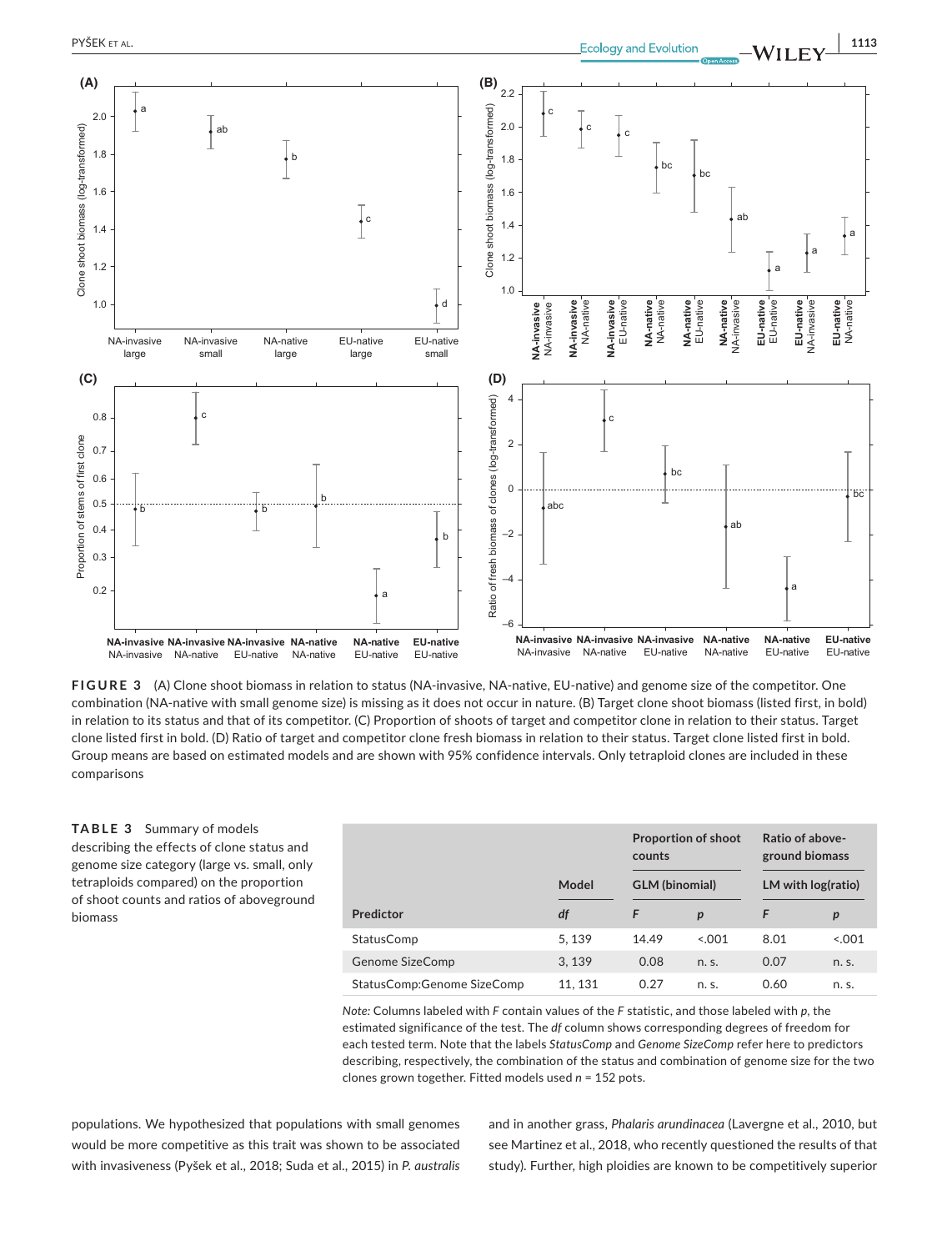**FIGURE 3** (A) Clone shoot biomass in relation to status (NA-invasive, NA-native, EU-native) and genome size of the competitor. One combination (NA-native with small genome size) is missing as it does not occur in nature. (B) Target clone shoot biomass (listed first, in bold) in relation to its status and that of its competitor. (C) Proportion of shoots of target and competitor clone in relation to their status. Target clone listed first in bold. (D) Ratio of target and competitor clone fresh biomass in relation to their status. Target clone listed first in bold. Group means are based on estimated models and are shown with 95% confidence intervals. Only tetraploid clones are included in these comparisons

**TABLE 3** Summary of models describing the effects of clone status and genome size category (large vs. small, only tetraploids compared) on the proportion of shoot counts and ratios of aboveground biomass

| | Model | Proportion of shoot counts | | Ratio of above-ground biomass | |
|---|---|---|---|---|---|
| | | GLM (binomial) | | LM with log(ratio) | |
| Predictor | *df* | *F* | *p* | *F* | *p* |
| StatusComp | 5, 139 | 14.49 | <.001 | 8.01 | <.001 |
| Genome SizeComp | 3, 139 | 0.08 | n. s. | 0.07 | n. s. |
| StatusComp:Genome SizeComp | 11, 131 | 0.27 | n. s. | 0.60 | n. s. |

*Note:* Columns labeled with *F* contain values of the *F* statistic, and those labeled with *p*, the estimated significance of the test. The *df* column shows corresponding degrees of freedom for each tested term. Note that the labels *StatusComp* and *Genome SizeComp* refer here to predictors describing, respectively, the combination of the status and combination of genome size for the two clones grown together. Fitted models used $n = 152$ pots.

populations. We hypothesized that populations with small genomes would be more competitive as this trait was shown to be associated with invasiveness (Pyšek et al., 2018; Suda et al., 2015) in *P. australis* and in another grass, *Phalaris arundinacea* (Lavergne et al., 2010, but see Martinez et al., 2018, who recently questioned the results of that study). Further, high ploidies are known to be competitively superior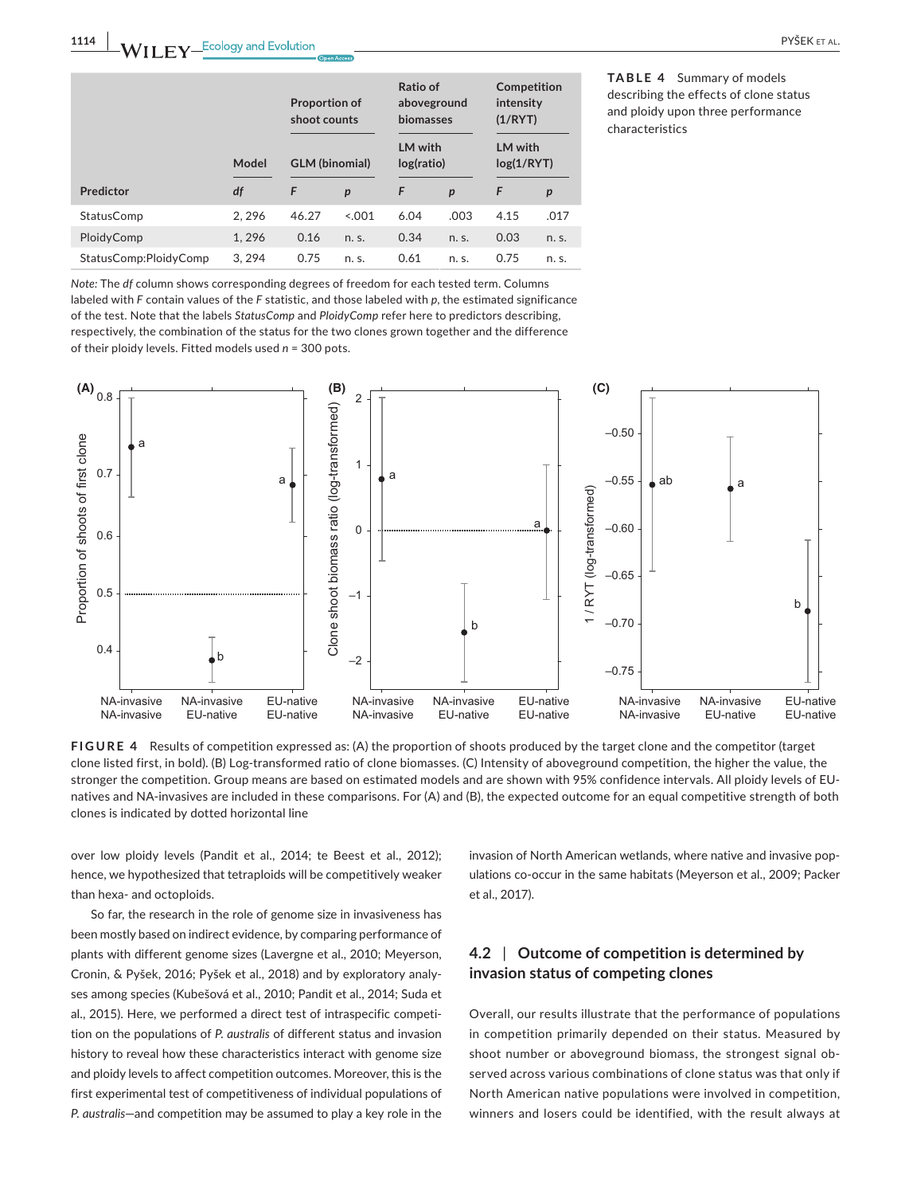| | Model | Proportion of shoot counts | | Ratio of aboveground biomasses | | Competition intensity (1/RYT) | |
|---|---|---|---|---|---|---|---|
| | | GLM (binomial) | | LM with log(ratio) | | LM with log(1/RYT) | |
| Predictor | *df* | *F* | *p* | *F* | *p* | *F* | *p* |
| StatusComp | 2, 296 | 46.27 | <.001 | 6.04 | .003 | 4.15 | .017 |
| PloidyComp | 1, 296 | 0.16 | n. s. | 0.34 | n. s. | 0.03 | n. s. |
| StatusComp:PloidyComp | 3, 294 | 0.75 | n. s. | 0.61 | n. s. | 0.75 | n. s. |

*Note:* The *df* column shows corresponding degrees of freedom for each tested term. Columns labeled with *F* contain values of the *F* statistic, and those labeled with *p*, the estimated significance of the test. Note that the labels *StatusComp* and *PloidyComp* refer here to predictors describing, respectively, the combination of the status for the two clones grown together and the difference of their ploidy levels. Fitted models used $n$ = 300 pots.

**TABLE 4** Summary of models describing the effects of clone status and ploidy upon three performance characteristics

**FIGURE 4** Results of competition expressed as: (A) the proportion of shoots produced by the target clone and the competitor (target clone listed first, in bold). (B) Log-transformed ratio of clone biomasses. (C) Intensity of aboveground competition, the higher the value, the stronger the competition. Group means are based on estimated models and are shown with 95% confidence intervals. All ploidy levels of EU-natives and NA-invasives are included in these comparisons. For (A) and (B), the expected outcome for an equal competitive strength of both clones is indicated by dotted horizontal line

over low ploidy levels (Pandit et al., 2014; te Beest et al., 2012); hence, we hypothesized that tetraploids will be competitively weaker than hexa- and octoploids.

So far, the research in the role of genome size in invasiveness has been mostly based on indirect evidence, by comparing performance of plants with different genome sizes (Lavergne et al., 2010; Meyerson, Cronin, & Pyšek, 2016; Pyšek et al., 2018) and by exploratory analyses among species (Kubešová et al., 2010; Pandit et al., 2014; Suda et al., 2015). Here, we performed a direct test of intraspecific competition on the populations of *P. australis* of different status and invasion history to reveal how these characteristics interact with genome size and ploidy levels to affect competition outcomes. Moreover, this is the first experimental test of competitiveness of individual populations of *P. australis*—and competition may be assumed to play a key role in the invasion of North American wetlands, where native and invasive populations co-occur in the same habitats (Meyerson et al., 2009; Packer et al., 2017).

## 4.2 | Outcome of competition is determined by invasion status of competing clones

Overall, our results illustrate that the performance of populations in competition primarily depended on their status. Measured by shoot number or aboveground biomass, the strongest signal observed across various combinations of clone status was that only if North American native populations were involved in competition, winners and losers could be identified, with the result always at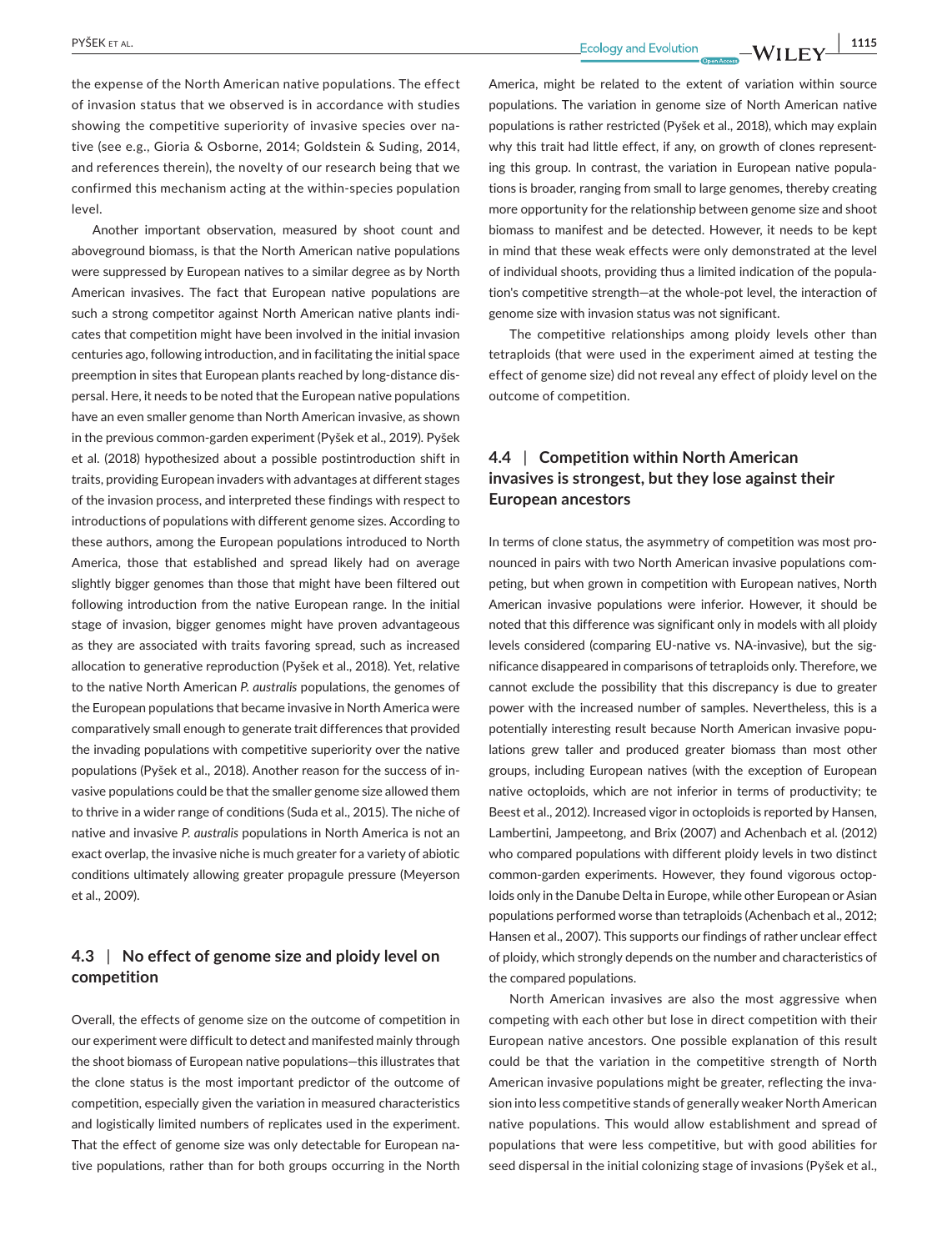the expense of the North American native populations. The effect of invasion status that we observed is in accordance with studies showing the competitive superiority of invasive species over native (see e.g., Gioria & Osborne, 2014; Goldstein & Suding, 2014, and references therein), the novelty of our research being that we confirmed this mechanism acting at the within-species population level.

Another important observation, measured by shoot count and aboveground biomass, is that the North American native populations were suppressed by European natives to a similar degree as by North American invasives. The fact that European native populations are such a strong competitor against North American native plants indicates that competition might have been involved in the initial invasion centuries ago, following introduction, and in facilitating the initial space preemption in sites that European plants reached by long-distance dispersal. Here, it needs to be noted that the European native populations have an even smaller genome than North American invasive, as shown in the previous common-garden experiment (Pyšek et al., 2019). Pyšek et al. (2018) hypothesized about a possible postintroduction shift in traits, providing European invaders with advantages at different stages of the invasion process, and interpreted these findings with respect to introductions of populations with different genome sizes. According to these authors, among the European populations introduced to North America, those that established and spread likely had on average slightly bigger genomes than those that might have been filtered out following introduction from the native European range. In the initial stage of invasion, bigger genomes might have proven advantageous as they are associated with traits favoring spread, such as increased allocation to generative reproduction (Pyšek et al., 2018). Yet, relative to the native North American *P. australis* populations, the genomes of the European populations that became invasive in North America were comparatively small enough to generate trait differences that provided the invading populations with competitive superiority over the native populations (Pyšek et al., 2018). Another reason for the success of invasive populations could be that the smaller genome size allowed them to thrive in a wider range of conditions (Suda et al., 2015). The niche of native and invasive *P. australis* populations in North America is not an exact overlap, the invasive niche is much greater for a variety of abiotic conditions ultimately allowing greater propagule pressure (Meyerson et al., 2009).

## 4.3 | No effect of genome size and ploidy level on competition

Overall, the effects of genome size on the outcome of competition in our experiment were difficult to detect and manifested mainly through the shoot biomass of European native populations—this illustrates that the clone status is the most important predictor of the outcome of competition, especially given the variation in measured characteristics and logistically limited numbers of replicates used in the experiment. That the effect of genome size was only detectable for European native populations, rather than for both groups occurring in the North America, might be related to the extent of variation within source populations. The variation in genome size of North American native populations is rather restricted (Pyšek et al., 2018), which may explain why this trait had little effect, if any, on growth of clones representing this group. In contrast, the variation in European native populations is broader, ranging from small to large genomes, thereby creating more opportunity for the relationship between genome size and shoot biomass to manifest and be detected. However, it needs to be kept in mind that these weak effects were only demonstrated at the level of individual shoots, providing thus a limited indication of the population's competitive strength—at the whole-pot level, the interaction of genome size with invasion status was not significant.

The competitive relationships among ploidy levels other than tetraploids (that were used in the experiment aimed at testing the effect of genome size) did not reveal any effect of ploidy level on the outcome of competition.

## 4.4 | Competition within North American invasives is strongest, but they lose against their European ancestors

In terms of clone status, the asymmetry of competition was most pronounced in pairs with two North American invasive populations competing, but when grown in competition with European natives, North American invasive populations were inferior. However, it should be noted that this difference was significant only in models with all ploidy levels considered (comparing EU-native vs. NA-invasive), but the significance disappeared in comparisons of tetraploids only. Therefore, we cannot exclude the possibility that this discrepancy is due to greater power with the increased number of samples. Nevertheless, this is a potentially interesting result because North American invasive populations grew taller and produced greater biomass than most other groups, including European natives (with the exception of European native octoploids, which are not inferior in terms of productivity; te Beest et al., 2012). Increased vigor in octoploids is reported by Hansen, Lambertini, Jampeetong, and Brix (2007) and Achenbach et al. (2012) who compared populations with different ploidy levels in two distinct common-garden experiments. However, they found vigorous octoploids only in the Danube Delta in Europe, while other European or Asian populations performed worse than tetraploids (Achenbach et al., 2012; Hansen et al., 2007). This supports our findings of rather unclear effect of ploidy, which strongly depends on the number and characteristics of the compared populations.

North American invasives are also the most aggressive when competing with each other but lose in direct competition with their European native ancestors. One possible explanation of this result could be that the variation in the competitive strength of North American invasive populations might be greater, reflecting the invasion into less competitive stands of generally weaker North American native populations. This would allow establishment and spread of populations that were less competitive, but with good abilities for seed dispersal in the initial colonizing stage of invasions (Pyšek et al.,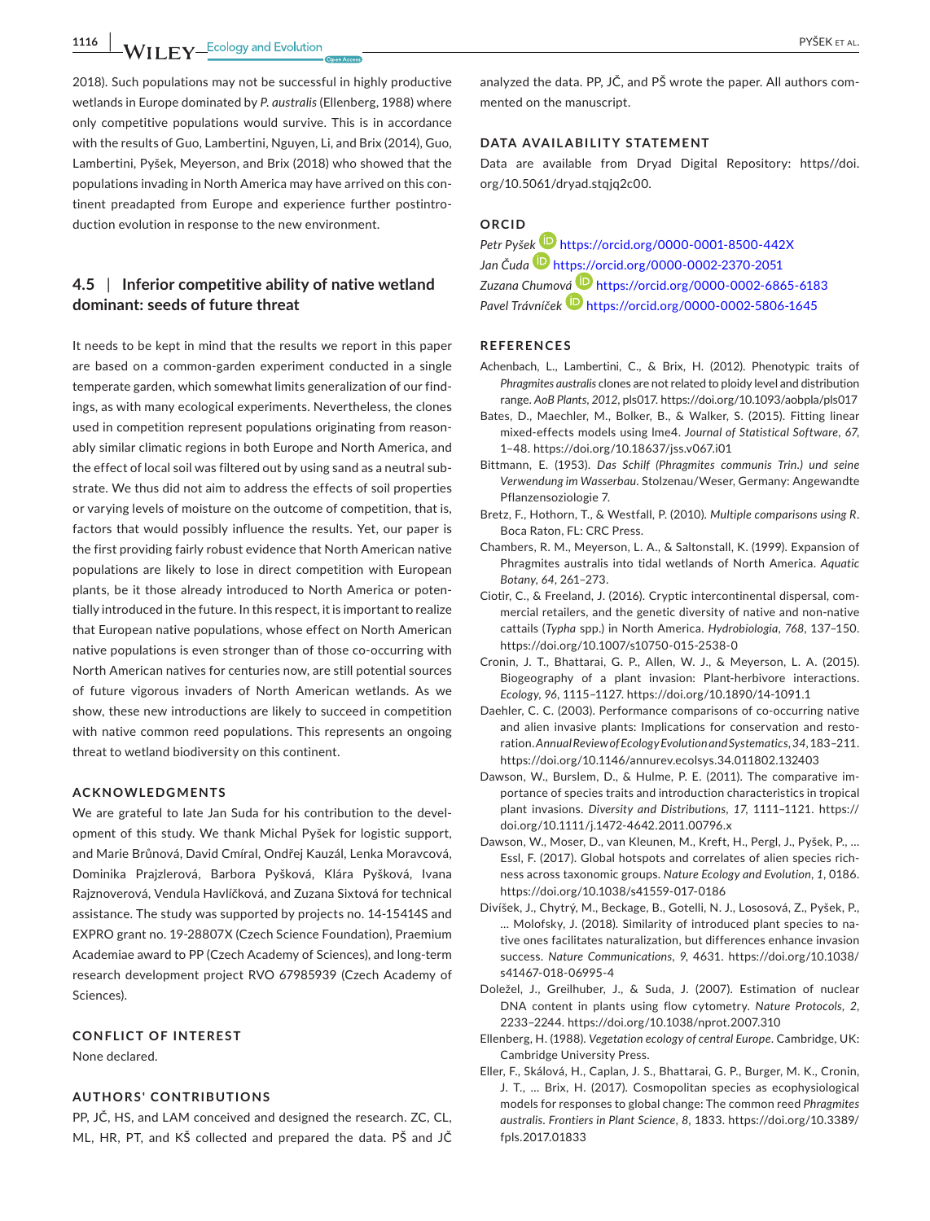2018). Such populations may not be successful in highly productive wetlands in Europe dominated by *P. australis* (Ellenberg, 1988) where only competitive populations would survive. This is in accordance with the results of Guo, Lambertini, Nguyen, Li, and Brix (2014), Guo, Lambertini, Pyšek, Meyerson, and Brix (2018) who showed that the populations invading in North America may have arrived on this continent preadapted from Europe and experience further postintroduction evolution in response to the new environment.

### 4.5 | Inferior competitive ability of native wetland dominant: seeds of future threat

It needs to be kept in mind that the results we report in this paper are based on a common-garden experiment conducted in a single temperate garden, which somewhat limits generalization of our findings, as with many ecological experiments. Nevertheless, the clones used in competition represent populations originating from reasonably similar climatic regions in both Europe and North America, and the effect of local soil was filtered out by using sand as a neutral substrate. We thus did not aim to address the effects of soil properties or varying levels of moisture on the outcome of competition, that is, factors that would possibly influence the results. Yet, our paper is the first providing fairly robust evidence that North American native populations are likely to lose in direct competition with European plants, be it those already introduced to North America or potentially introduced in the future. In this respect, it is important to realize that European native populations, whose effect on North American native populations is even stronger than of those co-occurring with North American natives for centuries now, are still potential sources of future vigorous invaders of North American wetlands. As we show, these new introductions are likely to succeed in competition with native common reed populations. This represents an ongoing threat to wetland biodiversity on this continent.

## ACKNOWLEDGMENTS

We are grateful to late Jan Suda for his contribution to the development of this study. We thank Michal Pyšek for logistic support, and Marie Brůnová, David Cmíral, Ondřej Kauzál, Lenka Moravcová, Dominika Prajzlerová, Barbora Pyšková, Klára Pyšková, Ivana Rajznoverová, Vendula Havlíčková, and Zuzana Sixtová for technical assistance. The study was supported by projects no. 14-15414S and EXPRO grant no. 19-28807X (Czech Science Foundation), Praemium Academiae award to PP (Czech Academy of Sciences), and long-term research development project RVO 67985939 (Czech Academy of Sciences).

## CONFLICT OF INTEREST

None declared.

## AUTHORS' CONTRIBUTIONS

PP, JČ, HS, and LAM conceived and designed the research. ZC, CL, ML, HR, PT, and KŠ collected and prepared the data. PŠ and JČ analyzed the data. PP, JČ, and PŠ wrote the paper. All authors commented on the manuscript.

## DATA AVAILABILITY STATEMENT

Data are available from Dryad Digital Repository: https//doi.org/10.5061/dryad.stqjq2c00.

## ORCID

*Petr Pyšek* https://orcid.org/0000-0001-8500-442X
*Jan Čuda* https://orcid.org/0000-0002-2370-2051
*Zuzana Chumová* https://orcid.org/0000-0002-6865-6183
*Pavel Trávníček* https://orcid.org/0000-0002-5806-1645

## REFERENCES

Achenbach, L., Lambertini, C., & Brix, H. (2012). Phenotypic traits of *Phragmites australis* clones are not related to ploidy level and distribution range. *AoB Plants*, *2012*, pls017. https://doi.org/10.1093/aobpla/pls017

Bates, D., Maechler, M., Bolker, B., & Walker, S. (2015). Fitting linear mixed-effects models using lme4. *Journal of Statistical Software*, *67*, 1–48. https://doi.org/10.18637/jss.v067.i01

Bittmann, E. (1953). *Das Schilf (Phragmites communis Trin.) und seine Verwendung im Wasserbau*. Stolzenau/Weser, Germany: Angewandte Pflanzensoziologie 7.

Bretz, F., Hothorn, T., & Westfall, P. (2010). *Multiple comparisons using R*. Boca Raton, FL: CRC Press.

Chambers, R. M., Meyerson, L. A., & Saltonstall, K. (1999). Expansion of Phragmites australis into tidal wetlands of North America. *Aquatic Botany*, *64*, 261–273.

Ciotir, C., & Freeland, J. (2016). Cryptic intercontinental dispersal, commercial retailers, and the genetic diversity of native and non-native cattails (*Typha* spp.) in North America. *Hydrobiologia*, *768*, 137–150. https://doi.org/10.1007/s10750-015-2538-0

Cronin, J. T., Bhattarai, G. P., Allen, W. J., & Meyerson, L. A. (2015). Biogeography of a plant invasion: Plant-herbivore interactions. *Ecology*, *96*, 1115–1127. https://doi.org/10.1890/14-1091.1

Daehler, C. C. (2003). Performance comparisons of co-occurring native and alien invasive plants: Implications for conservation and restoration. *Annual Review of Ecology Evolution and Systematics*, *34*, 183–211. https://doi.org/10.1146/annurev.ecolsys.34.011802.132403

Dawson, W., Burslem, D., & Hulme, P. E. (2011). The comparative importance of species traits and introduction characteristics in tropical plant invasions. *Diversity and Distributions*, *17*, 1111–1121. https://doi.org/10.1111/j.1472-4642.2011.00796.x

Dawson, W., Moser, D., van Kleunen, M., Kreft, H., Pergl, J., Pyšek, P., … Essl, F. (2017). Global hotspots and correlates of alien species richness across taxonomic groups. *Nature Ecology and Evolution*, *1*, 0186. https://doi.org/10.1038/s41559-017-0186

Divíšek, J., Chytrý, M., Beckage, B., Gotelli, N. J., Lososová, Z., Pyšek, P., … Molofsky, J. (2018). Similarity of introduced plant species to native ones facilitates naturalization, but differences enhance invasion success. *Nature Communications*, *9*, 4631. https://doi.org/10.1038/s41467-018-06995-4

Doležel, J., Greilhuber, J., & Suda, J. (2007). Estimation of nuclear DNA content in plants using flow cytometry. *Nature Protocols*, *2*, 2233–2244. https://doi.org/10.1038/nprot.2007.310

Ellenberg, H. (1988). *Vegetation ecology of central Europe*. Cambridge, UK: Cambridge University Press.

Eller, F., Skálová, H., Caplan, J. S., Bhattarai, G. P., Burger, M. K., Cronin, J. T., … Brix, H. (2017). Cosmopolitan species as ecophysiological models for responses to global change: The common reed *Phragmites australis*. *Frontiers in Plant Science*, *8*, 1833. https://doi.org/10.3389/fpls.2017.01833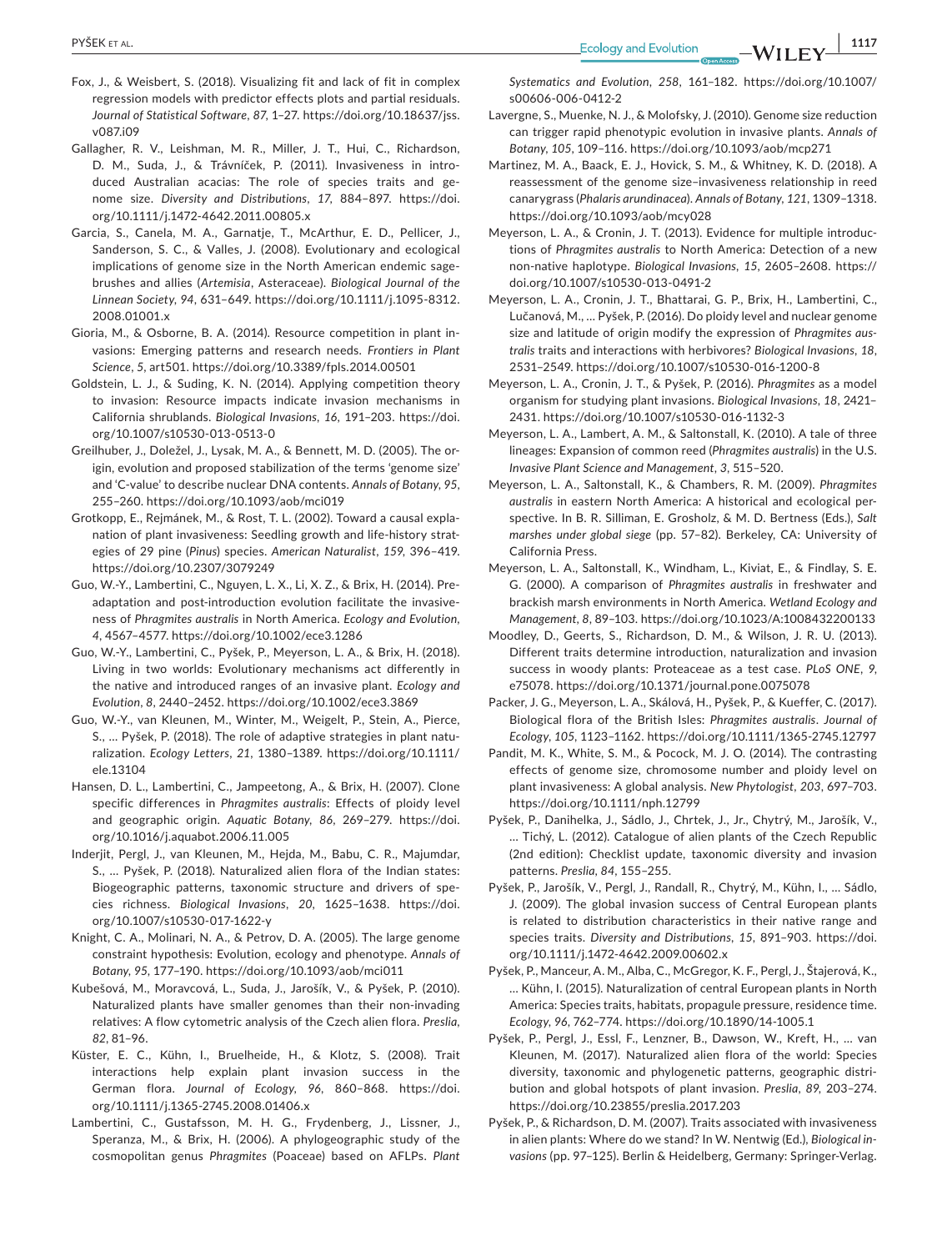Fox, J., & Weisbert, S. (2018). Visualizing fit and lack of fit in complex regression models with predictor effects plots and partial residuals. *Journal of Statistical Software*, *87*, 1–27. https://doi.org/10.18637/jss.v087.i09

Gallagher, R. V., Leishman, M. R., Miller, J. T., Hui, C., Richardson, D. M., Suda, J., & Trávníček, P. (2011). Invasiveness in introduced Australian acacias: The role of species traits and genome size. *Diversity and Distributions*, *17*, 884–897. https://doi.org/10.1111/j.1472-4642.2011.00805.x

Garcia, S., Canela, M. A., Garnatje, T., McArthur, E. D., Pellicer, J., Sanderson, S. C., & Valles, J. (2008). Evolutionary and ecological implications of genome size in the North American endemic sagebrushes and allies (*Artemisia*, Asteraceae). *Biological Journal of the Linnean Society*, *94*, 631–649. https://doi.org/10.1111/j.1095-8312.2008.01001.x

Gioria, M., & Osborne, B. A. (2014). Resource competition in plant invasions: Emerging patterns and research needs. *Frontiers in Plant Science*, *5*, art501. https://doi.org/10.3389/fpls.2014.00501

Goldstein, L. J., & Suding, K. N. (2014). Applying competition theory to invasion: Resource impacts indicate invasion mechanisms in California shrublands. *Biological Invasions*, *16*, 191–203. https://doi.org/10.1007/s10530-013-0513-0

Greilhuber, J., Doležel, J., Lysak, M. A., & Bennett, M. D. (2005). The origin, evolution and proposed stabilization of the terms 'genome size' and 'C-value' to describe nuclear DNA contents. *Annals of Botany*, *95*, 255–260. https://doi.org/10.1093/aob/mci019

Grotkopp, E., Rejmánek, M., & Rost, T. L. (2002). Toward a causal explanation of plant invasiveness: Seedling growth and life-history strategies of 29 pine (*Pinus*) species. *American Naturalist*, *159*, 396–419. https://doi.org/10.2307/3079249

Guo, W.-Y., Lambertini, C., Nguyen, L. X., Li, X. Z., & Brix, H. (2014). Preadaptation and post-introduction evolution facilitate the invasiveness of *Phragmites australis* in North America. *Ecology and Evolution*, *4*, 4567–4577. https://doi.org/10.1002/ece3.1286

Guo, W.-Y., Lambertini, C., Pyšek, P., Meyerson, L. A., & Brix, H. (2018). Living in two worlds: Evolutionary mechanisms act differently in the native and introduced ranges of an invasive plant. *Ecology and Evolution*, *8*, 2440–2452. https://doi.org/10.1002/ece3.3869

Guo, W.-Y., van Kleunen, M., Winter, M., Weigelt, P., Stein, A., Pierce, S., … Pyšek, P. (2018). The role of adaptive strategies in plant naturalization. *Ecology Letters*, *21*, 1380–1389. https://doi.org/10.1111/ele.13104

Hansen, D. L., Lambertini, C., Jampeetong, A., & Brix, H. (2007). Clone specific differences in *Phragmites australis*: Effects of ploidy level and geographic origin. *Aquatic Botany*, *86*, 269–279. https://doi.org/10.1016/j.aquabot.2006.11.005

Inderjit, Pergl, J., van Kleunen, M., Hejda, M., Babu, C. R., Majumdar, S., … Pyšek, P. (2018). Naturalized alien flora of the Indian states: Biogeographic patterns, taxonomic structure and drivers of species richness. *Biological Invasions*, *20*, 1625–1638. https://doi.org/10.1007/s10530-017-1622-y

Knight, C. A., Molinari, N. A., & Petrov, D. A. (2005). The large genome constraint hypothesis: Evolution, ecology and phenotype. *Annals of Botany*, *95*, 177–190. https://doi.org/10.1093/aob/mci011

Kubešová, M., Moravcová, L., Suda, J., Jarošík, V., & Pyšek, P. (2010). Naturalized plants have smaller genomes than their non-invading relatives: A flow cytometric analysis of the Czech alien flora. *Preslia*, *82*, 81–96.

Küster, E. C., Kühn, I., Bruelheide, H., & Klotz, S. (2008). Trait interactions help explain plant invasion success in the German flora. *Journal of Ecology*, *96*, 860–868. https://doi.org/10.1111/j.1365-2745.2008.01406.x

Lambertini, C., Gustafsson, M. H. G., Frydenberg, J., Lissner, J., Speranza, M., & Brix, H. (2006). A phylogeographic study of the cosmopolitan genus *Phragmites* (Poaceae) based on AFLPs. *Plant Systematics and Evolution*, *258*, 161–182. https://doi.org/10.1007/s00606-006-0412-2

Lavergne, S., Muenke, N. J., & Molofsky, J. (2010). Genome size reduction can trigger rapid phenotypic evolution in invasive plants. *Annals of Botany*, *105*, 109–116. https://doi.org/10.1093/aob/mcp271

Martinez, M. A., Baack, E. J., Hovick, S. M., & Whitney, K. D. (2018). A reassessment of the genome size–invasiveness relationship in reed canarygrass (*Phalaris arundinacea*). *Annals of Botany*, *121*, 1309–1318. https://doi.org/10.1093/aob/mcy028

Meyerson, L. A., & Cronin, J. T. (2013). Evidence for multiple introductions of *Phragmites australis* to North America: Detection of a new non-native haplotype. *Biological Invasions*, *15*, 2605–2608. https://doi.org/10.1007/s10530-013-0491-2

Meyerson, L. A., Cronin, J. T., Bhattarai, G. P., Brix, H., Lambertini, C., Lučanová, M., … Pyšek, P. (2016). Do ploidy level and nuclear genome size and latitude of origin modify the expression of *Phragmites australis* traits and interactions with herbivores? *Biological Invasions*, *18*, 2531–2549. https://doi.org/10.1007/s10530-016-1200-8

Meyerson, L. A., Cronin, J. T., & Pyšek, P. (2016). *Phragmites* as a model organism for studying plant invasions. *Biological Invasions*, *18*, 2421–2431. https://doi.org/10.1007/s10530-016-1132-3

Meyerson, L. A., Lambert, A. M., & Saltonstall, K. (2010). A tale of three lineages: Expansion of common reed (*Phragmites australis*) in the U.S. *Invasive Plant Science and Management*, *3*, 515–520.

Meyerson, L. A., Saltonstall, K., & Chambers, R. M. (2009). *Phragmites australis* in eastern North America: A historical and ecological perspective. In B. R. Silliman, E. Grosholz, & M. D. Bertness (Eds.), *Salt marshes under global siege* (pp. 57–82). Berkeley, CA: University of California Press.

Meyerson, L. A., Saltonstall, K., Windham, L., Kiviat, E., & Findlay, S. E. G. (2000). A comparison of *Phragmites australis* in freshwater and brackish marsh environments in North America. *Wetland Ecology and Management*, *8*, 89–103. https://doi.org/10.1023/A:1008432200133

Moodley, D., Geerts, S., Richardson, D. M., & Wilson, J. R. U. (2013). Different traits determine introduction, naturalization and invasion success in woody plants: Proteaceae as a test case. *PLoS ONE*, *9*, e75078. https://doi.org/10.1371/journal.pone.0075078

Packer, J. G., Meyerson, L. A., Skálová, H., Pyšek, P., & Kueffer, C. (2017). Biological flora of the British Isles: *Phragmites australis*. *Journal of Ecology*, *105*, 1123–1162. https://doi.org/10.1111/1365-2745.12797

Pandit, M. K., White, S. M., & Pocock, M. J. O. (2014). The contrasting effects of genome size, chromosome number and ploidy level on plant invasiveness: A global analysis. *New Phytologist*, *203*, 697–703. https://doi.org/10.1111/nph.12799

Pyšek, P., Danihelka, J., Sádlo, J., Chrtek, J., Jr., Chytrý, M., Jarošík, V., … Tichý, L. (2012). Catalogue of alien plants of the Czech Republic (2nd edition): Checklist update, taxonomic diversity and invasion patterns. *Preslia*, *84*, 155–255.

Pyšek, P., Jarošík, V., Pergl, J., Randall, R., Chytrý, M., Kühn, I., … Sádlo, J. (2009). The global invasion success of Central European plants is related to distribution characteristics in their native range and species traits. *Diversity and Distributions*, *15*, 891–903. https://doi.org/10.1111/j.1472-4642.2009.00602.x

Pyšek, P., Manceur, A. M., Alba, C., McGregor, K. F., Pergl, J., Štajerová, K., … Kühn, I. (2015). Naturalization of central European plants in North America: Species traits, habitats, propagule pressure, residence time. *Ecology*, *96*, 762–774. https://doi.org/10.1890/14-1005.1

Pyšek, P., Pergl, J., Essl, F., Lenzner, B., Dawson, W., Kreft, H., … van Kleunen, M. (2017). Naturalized alien flora of the world: Species diversity, taxonomic and phylogenetic patterns, geographic distribution and global hotspots of plant invasion. *Preslia*, *89*, 203–274. https://doi.org/10.23855/preslia.2017.203

Pyšek, P., & Richardson, D. M. (2007). Traits associated with invasiveness in alien plants: Where do we stand? In W. Nentwig (Ed.), *Biological invasions* (pp. 97–125). Berlin & Heidelberg, Germany: Springer-Verlag.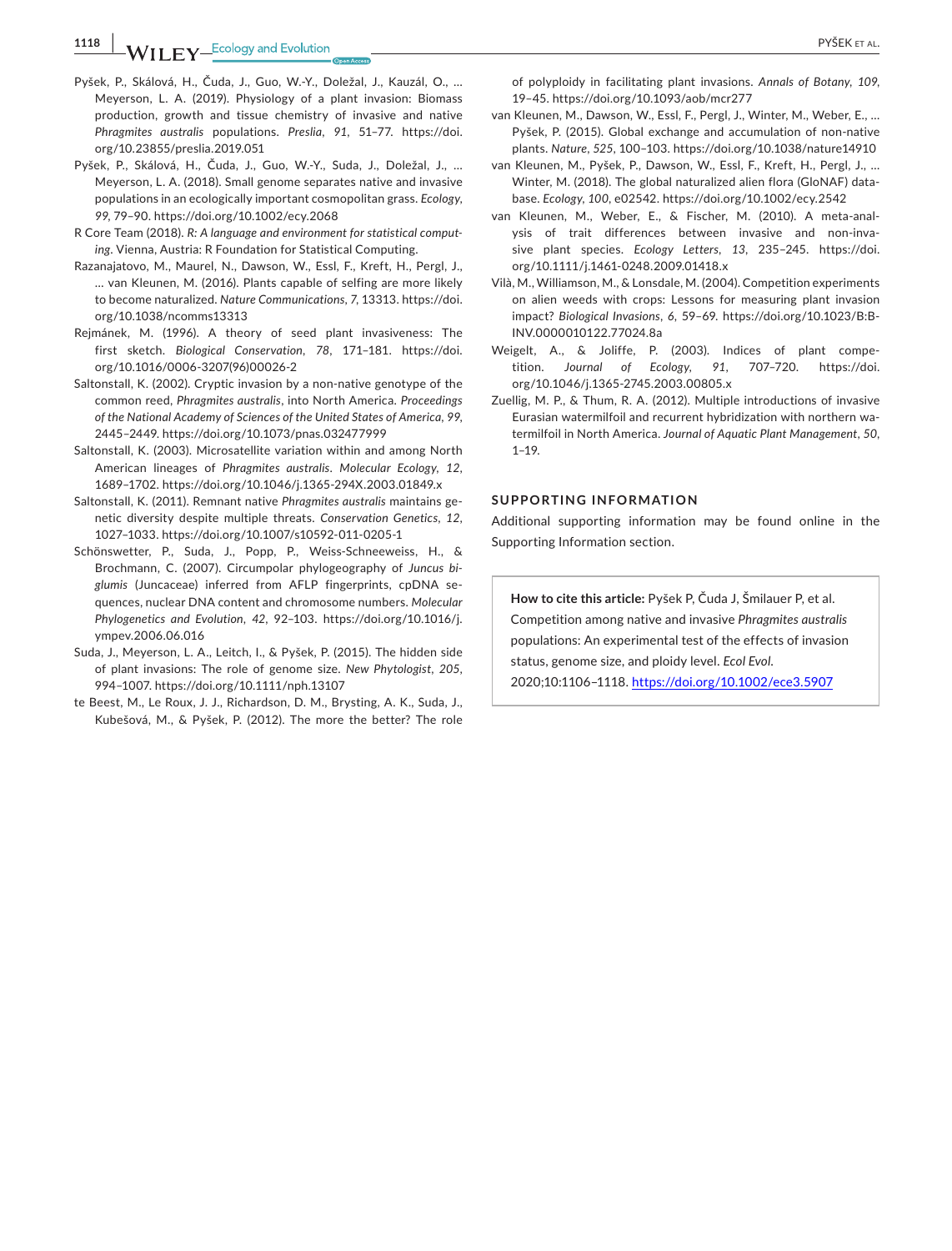Pyšek, P., Skálová, H., Čuda, J., Guo, W.-Y., Doležal, J., Kauzál, O., … Meyerson, L. A. (2019). Physiology of a plant invasion: Biomass production, growth and tissue chemistry of invasive and native *Phragmites australis* populations. *Preslia*, *91*, 51–77. https://doi.org/10.23855/preslia.2019.051

Pyšek, P., Skálová, H., Čuda, J., Guo, W.-Y., Suda, J., Doležal, J., … Meyerson, L. A. (2018). Small genome separates native and invasive populations in an ecologically important cosmopolitan grass. *Ecology*, *99*, 79–90. https://doi.org/10.1002/ecy.2068

R Core Team (2018). *R: A language and environment for statistical computing*. Vienna, Austria: R Foundation for Statistical Computing.

Razanajatovo, M., Maurel, N., Dawson, W., Essl, F., Kreft, H., Pergl, J., … van Kleunen, M. (2016). Plants capable of selfing are more likely to become naturalized. *Nature Communications*, *7*, 13313. https://doi.org/10.1038/ncomms13313

Rejmánek, M. (1996). A theory of seed plant invasiveness: The first sketch. *Biological Conservation*, *78*, 171–181. https://doi.org/10.1016/0006-3207(96)00026-2

Saltonstall, K. (2002). Cryptic invasion by a non-native genotype of the common reed, *Phragmites australis*, into North America. *Proceedings of the National Academy of Sciences of the United States of America*, *99*, 2445–2449. https://doi.org/10.1073/pnas.032477999

Saltonstall, K. (2003). Microsatellite variation within and among North American lineages of *Phragmites australis*. *Molecular Ecology*, *12*, 1689–1702. https://doi.org/10.1046/j.1365-294X.2003.01849.x

Saltonstall, K. (2011). Remnant native *Phragmites australis* maintains genetic diversity despite multiple threats. *Conservation Genetics*, *12*, 1027–1033. https://doi.org/10.1007/s10592-011-0205-1

Schönswetter, P., Suda, J., Popp, P., Weiss-Schneeweiss, H., & Brochmann, C. (2007). Circumpolar phylogeography of *Juncus biglumis* (Juncaceae) inferred from AFLP fingerprints, cpDNA sequences, nuclear DNA content and chromosome numbers. *Molecular Phylogenetics and Evolution*, *42*, 92–103. https://doi.org/10.1016/j.ympev.2006.06.016

Suda, J., Meyerson, L. A., Leitch, I., & Pyšek, P. (2015). The hidden side of plant invasions: The role of genome size. *New Phytologist*, *205*, 994–1007. https://doi.org/10.1111/nph.13107

te Beest, M., Le Roux, J. J., Richardson, D. M., Brysting, A. K., Suda, J., Kubešová, M., & Pyšek, P. (2012). The more the better? The role of polyploidy in facilitating plant invasions. *Annals of Botany*, *109*, 19–45. https://doi.org/10.1093/aob/mcr277

van Kleunen, M., Dawson, W., Essl, F., Pergl, J., Winter, M., Weber, E., … Pyšek, P. (2015). Global exchange and accumulation of non-native plants. *Nature*, *525*, 100–103. https://doi.org/10.1038/nature14910

van Kleunen, M., Pyšek, P., Dawson, W., Essl, F., Kreft, H., Pergl, J., … Winter, M. (2018). The global naturalized alien flora (GloNAF) database. *Ecology*, *100*, e02542. https://doi.org/10.1002/ecy.2542

van Kleunen, M., Weber, E., & Fischer, M. (2010). A meta-analysis of trait differences between invasive and non-invasive plant species. *Ecology Letters*, *13*, 235–245. https://doi.org/10.1111/j.1461-0248.2009.01418.x

Vilà, M., Williamson, M., & Lonsdale, M. (2004). Competition experiments on alien weeds with crops: Lessons for measuring plant invasion impact? *Biological Invasions*, *6*, 59–69. https://doi.org/10.1023/B:BINV.0000010122.77024.8a

Weigelt, A., & Joliffe, P. (2003). Indices of plant competition. *Journal of Ecology*, *91*, 707–720. https://doi.org/10.1046/j.1365-2745.2003.00805.x

Zuellig, M. P., & Thum, R. A. (2012). Multiple introductions of invasive Eurasian watermilfoil and recurrent hybridization with northern watermilfoil in North America. *Journal of Aquatic Plant Management*, *50*, 1–19.

## SUPPORTING INFORMATION

Additional supporting information may be found online in the Supporting Information section.

**How to cite this article:** Pyšek P, Čuda J, Šmilauer P, et al. Competition among native and invasive *Phragmites australis* populations: An experimental test of the effects of invasion status, genome size, and ploidy level. *Ecol Evol*. 2020;10:1106–1118. https://doi.org/10.1002/ece3.5907